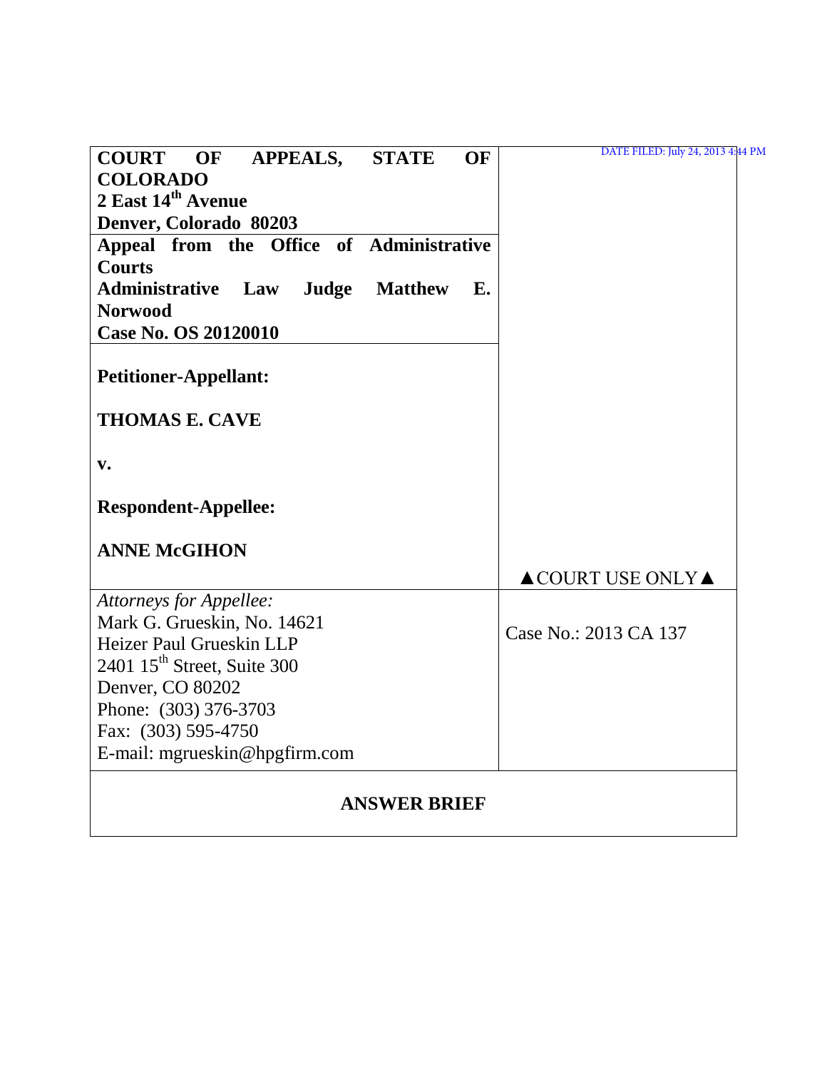DATE FILED: July 24, 2013 4:44 PM

**COURT OF APPEALS, STATE OF COLORADO**
**2 East 14th Avenue**
**Denver, Colorado 80203**

**Appeal from the Office of Administrative Courts**
**Administrative Law Judge Matthew E. Norwood**
**Case No. OS 20120010**

**Petitioner-Appellant:**

**THOMAS E. CAVE**

**v.**

**Respondent-Appellee:**

**ANNE McGIHON**

▲COURT USE ONLY▲

*Attorneys for Appellee:*
Mark G. Grueskin, No. 14621
Heizer Paul Grueskin LLP
2401 15th Street, Suite 300
Denver, CO 80202
Phone: (303) 376-3703
Fax: (303) 595-4750
E-mail: mgrueskin@hpgfirm.com

Case No.: 2013 CA 137

**ANSWER BRIEF**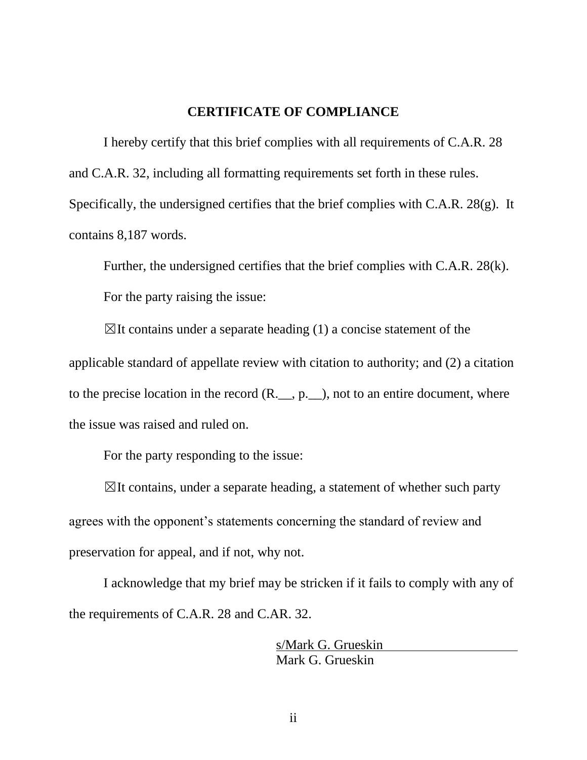**CERTIFICATE OF COMPLIANCE**

I hereby certify that this brief complies with all requirements of C.A.R. 28 and C.A.R. 32, including all formatting requirements set forth in these rules. Specifically, the undersigned certifies that the brief complies with C.A.R. 28(g). It contains 8,187 words.

Further, the undersigned certifies that the brief complies with C.A.R. 28(k).

For the party raising the issue:

☒It contains under a separate heading (1) a concise statement of the applicable standard of appellate review with citation to authority; and (2) a citation to the precise location in the record (R.__, p.__), not to an entire document, where the issue was raised and ruled on.

For the party responding to the issue:

☒It contains, under a separate heading, a statement of whether such party agrees with the opponent's statements concerning the standard of review and preservation for appeal, and if not, why not.

I acknowledge that my brief may be stricken if it fails to comply with any of the requirements of C.A.R. 28 and C.AR. 32.

s/Mark G. Grueskin
Mark G. Grueskin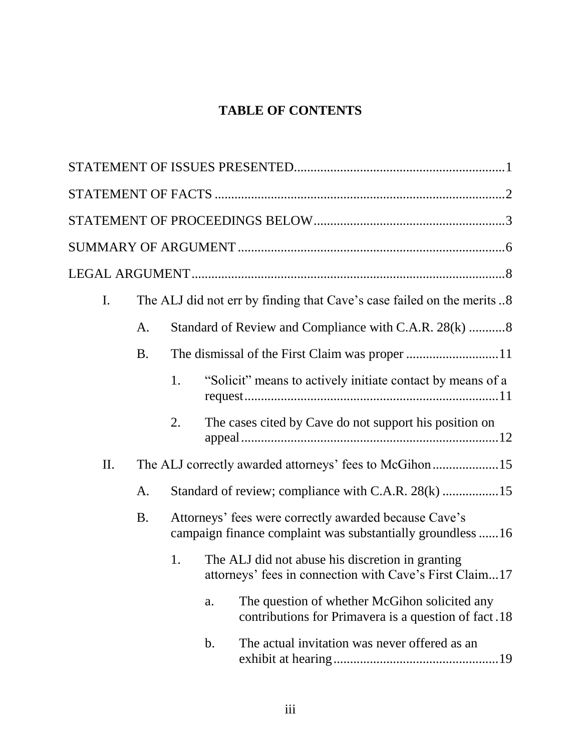# TABLE OF CONTENTS

STATEMENT OF ISSUES PRESENTED ............................................................... 1

STATEMENT OF FACTS ........................................................................................ 2

STATEMENT OF PROCEEDINGS BELOW .......................................................... 3

SUMMARY OF ARGUMENT ................................................................................. 6

LEGAL ARGUMENT .............................................................................................. 8

- I. The ALJ did not err by finding that Cave's case failed on the merits .. 8
  - A. Standard of Review and Compliance with C.A.R. 28(k) ........... 8
  - B. The dismissal of the First Claim was proper ............................ 11
    - 1. "Solicit" means to actively initiate contact by means of a request ............................................................................ 11
    - 2. The cases cited by Cave do not support his position on appeal ............................................................................. 12
- II. The ALJ correctly awarded attorneys' fees to McGihon .................... 15
  - A. Standard of review; compliance with C.A.R. 28(k) ................. 15
  - B. Attorneys' fees were correctly awarded because Cave's campaign finance complaint was substantially groundless ...... 16
    - 1. The ALJ did not abuse his discretion in granting attorneys' fees in connection with Cave's First Claim ... 17
      - a. The question of whether McGihon solicited any contributions for Primavera is a question of fact . 18
      - b. The actual invitation was never offered as an exhibit at hearing ................................................. 19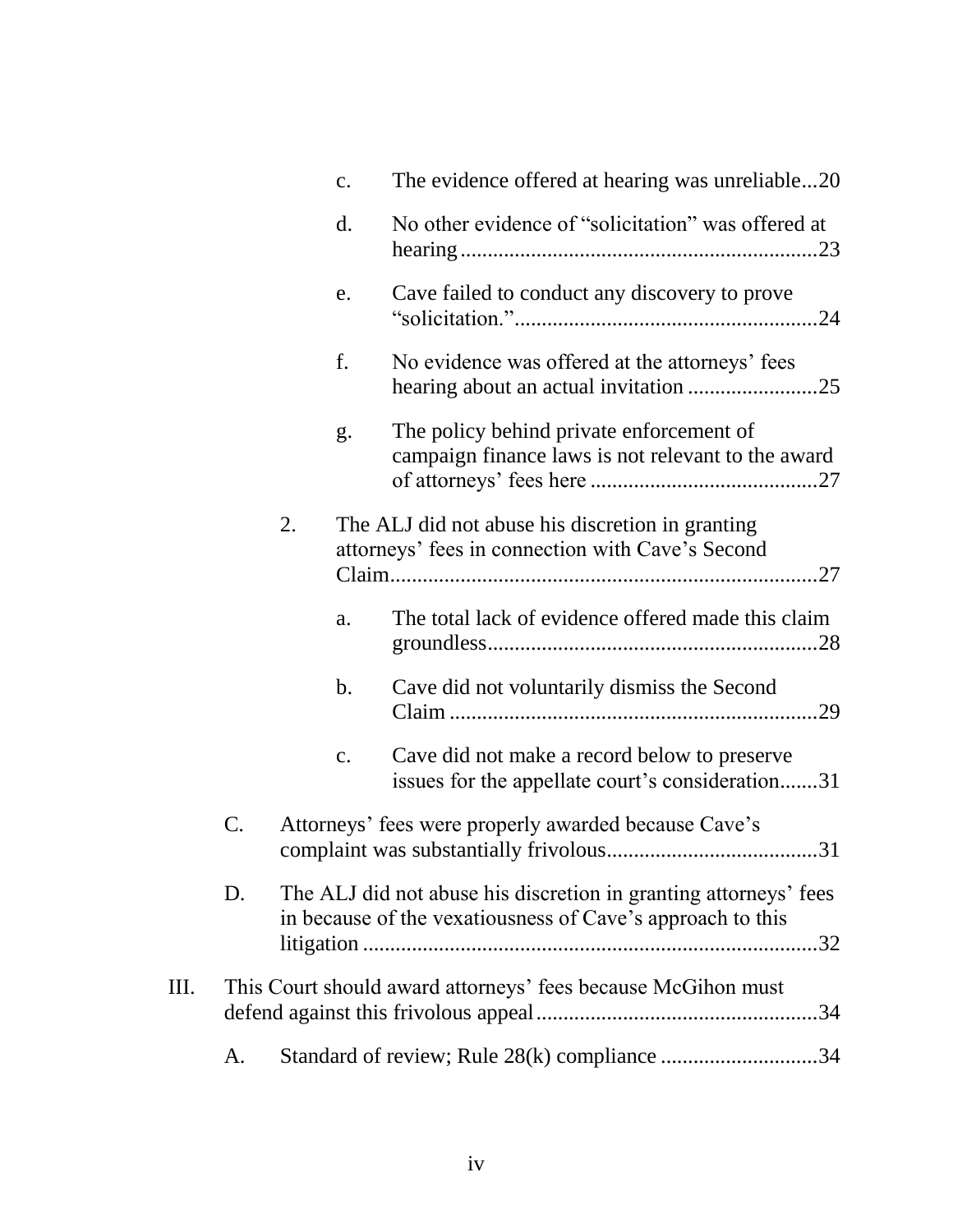- c. The evidence offered at hearing was unreliable...20
- d. No other evidence of "solicitation" was offered at hearing ..........23
- e. Cave failed to conduct any discovery to prove "solicitation." ..........24
- f. No evidence was offered at the attorneys' fees hearing about an actual invitation ..........25
- g. The policy behind private enforcement of campaign finance laws is not relevant to the award of attorneys' fees here ..........27

2. The ALJ did not abuse his discretion in granting attorneys' fees in connection with Cave's Second Claim..........27

- a. The total lack of evidence offered made this claim groundless..........28
- b. Cave did not voluntarily dismiss the Second Claim ..........29
- c. Cave did not make a record below to preserve issues for the appellate court's consideration.......31

C. Attorneys' fees were properly awarded because Cave's complaint was substantially frivolous..........31

D. The ALJ did not abuse his discretion in granting attorneys' fees in because of the vexatiousness of Cave's approach to this litigation ..........32

III. This Court should award attorneys' fees because McGihon must defend against this frivolous appeal..........34

A. Standard of review; Rule 28(k) compliance ..........34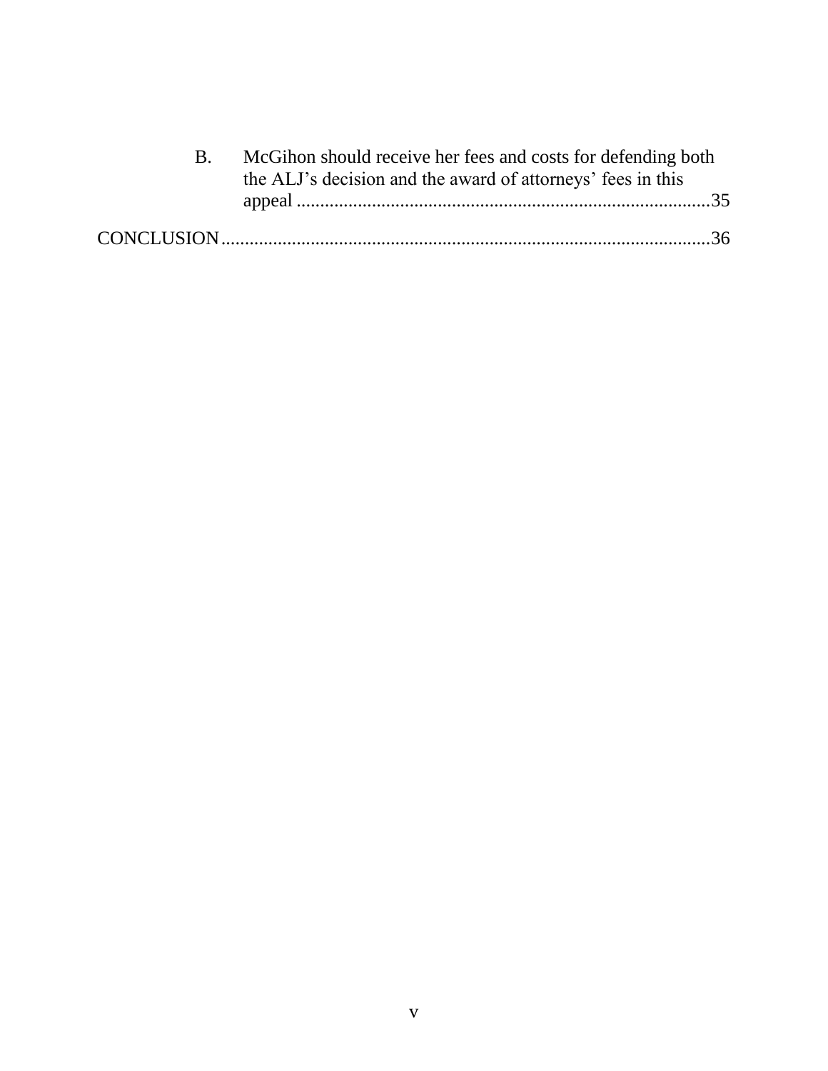B. McGihon should receive her fees and costs for defending both the ALJ's decision and the award of attorneys' fees in this appeal ....................................................................................35

CONCLUSION.....................................................................................................36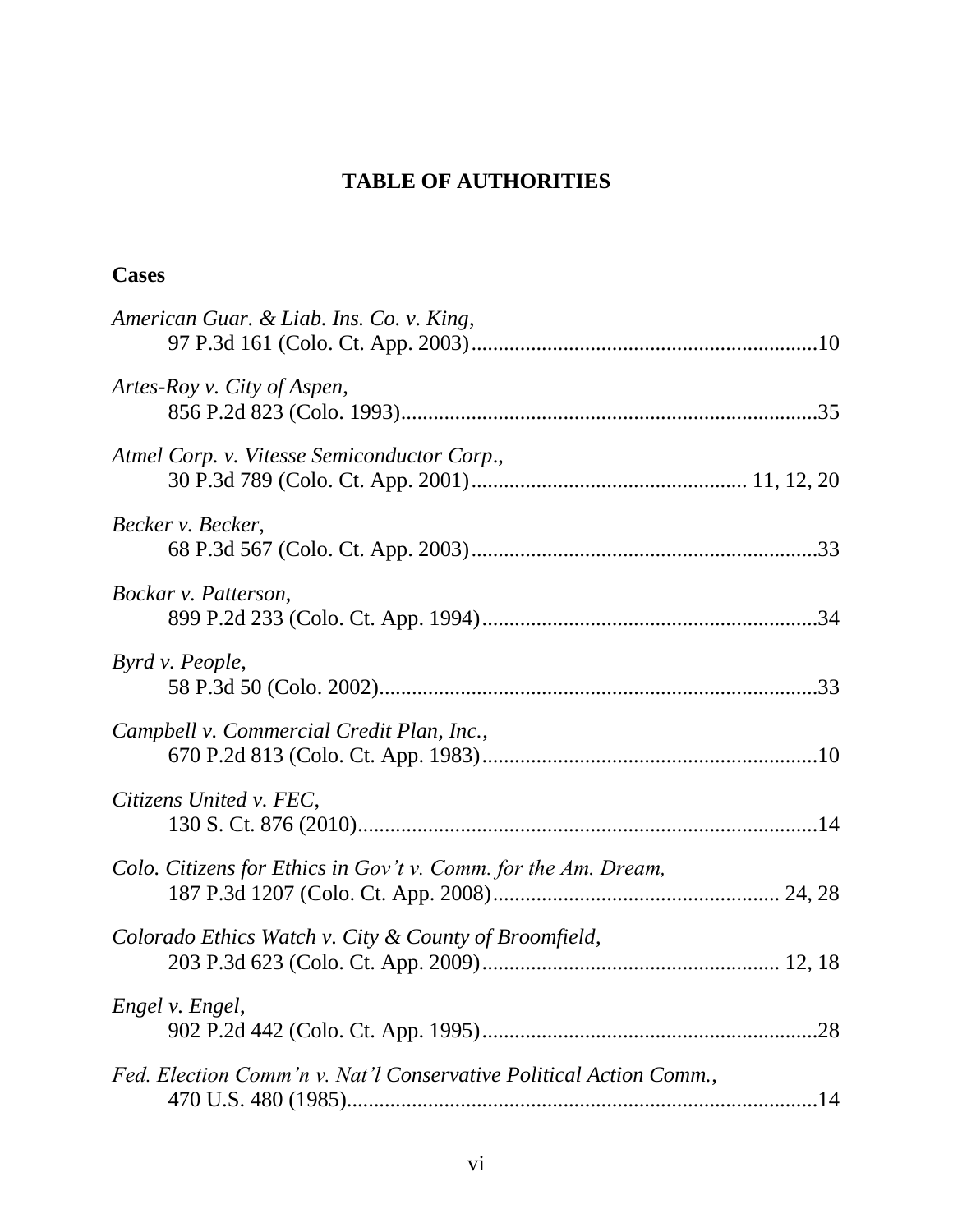# TABLE OF AUTHORITIES

## Cases

*American Guar. & Liab. Ins. Co. v. King*,
97 P.3d 161 (Colo. Ct. App. 2003)...............................................................10

*Artes-Roy v. City of Aspen*,
856 P.2d 823 (Colo. 1993)............................................................................35

*Atmel Corp. v. Vitesse Semiconductor Corp*.,
30 P.3d 789 (Colo. Ct. App. 2001)................................................. 11, 12, 20

*Becker v. Becker*,
68 P.3d 567 (Colo. Ct. App. 2003)...............................................................33

*Bockar v. Patterson*,
899 P.2d 233 (Colo. Ct. App. 1994).............................................................34

*Byrd v. People*,
58 P.3d 50 (Colo. 2002)................................................................................33

*Campbell v. Commercial Credit Plan, Inc.*,
670 P.2d 813 (Colo. Ct. App. 1983).............................................................10

*Citizens United v. FEC*,
130 S. Ct. 876 (2010)....................................................................................14

*Colo. Citizens for Ethics in Gov't v. Comm. for the Am. Dream,*
187 P.3d 1207 (Colo. Ct. App. 2008).................................................... 24, 28

*Colorado Ethics Watch v. City & County of Broomfield*,
203 P.3d 623 (Colo. Ct. App. 2009)...................................................... 12, 18

*Engel v. Engel*,
902 P.2d 442 (Colo. Ct. App. 1995).............................................................28

*Fed. Election Comm'n v. Nat'l Conservative Political Action Comm.*,
470 U.S. 480 (1985)......................................................................................14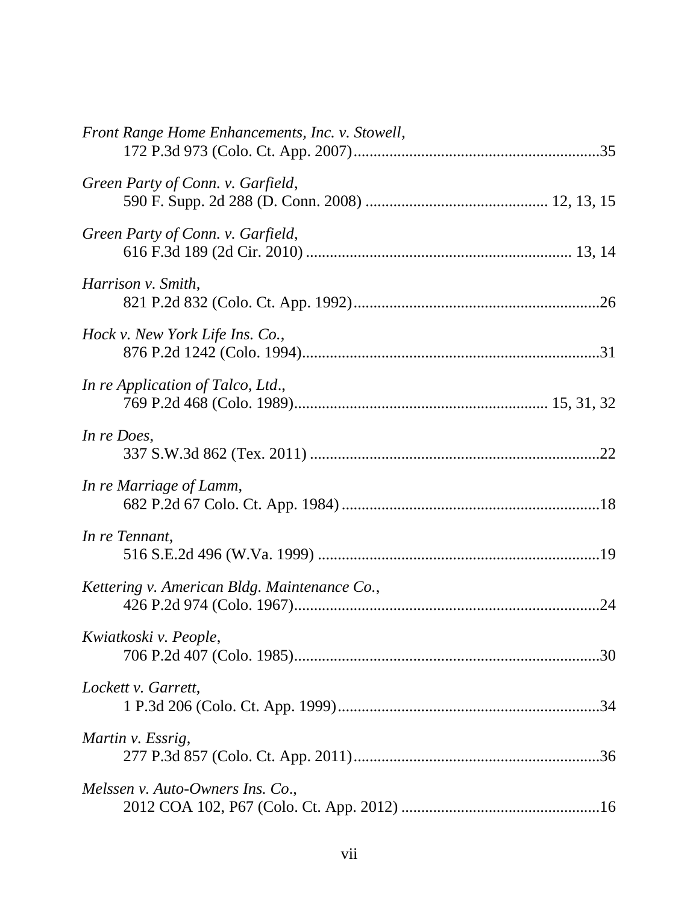*Front Range Home Enhancements, Inc. v. Stowell*,
172 P.3d 973 (Colo. Ct. App. 2007)....................................................................35

*Green Party of Conn. v. Garfield*,
590 F. Supp. 2d 288 (D. Conn. 2008) ............................................ 12, 13, 15

*Green Party of Conn. v. Garfield*,
616 F.3d 189 (2d Cir. 2010) ............................................................... 13, 14

*Harrison v. Smith*,
821 P.2d 832 (Colo. Ct. App. 1992)....................................................................26

*Hock v. New York Life Ins. Co.*,
876 P.2d 1242 (Colo. 1994)..............................................................................31

*In re Application of Talco, Ltd.*,
769 P.2d 468 (Colo. 1989)............................................................... 15, 31, 32

*In re Does*,
337 S.W.3d 862 (Tex. 2011) ..............................................................................22

*In re Marriage of Lamm*,
682 P.2d 67 Colo. Ct. App. 1984) .....................................................................18

*In re Tennant*,
516 S.E.2d 496 (W.Va. 1999) ............................................................................19

*Kettering v. American Bldg. Maintenance Co.*,
426 P.2d 974 (Colo. 1967)..................................................................................24

*Kwiatkoski v. People*,
706 P.2d 407 (Colo. 1985)..................................................................................30

*Lockett v. Garrett*,
1 P.3d 206 (Colo. Ct. App. 1999).......................................................................34

*Martin v. Essrig*,
277 P.3d 857 (Colo. Ct. App. 2011)....................................................................36

*Melssen v. Auto-Owners Ins. Co.*,
2012 COA 102, P67 (Colo. Ct. App. 2012) .......................................................16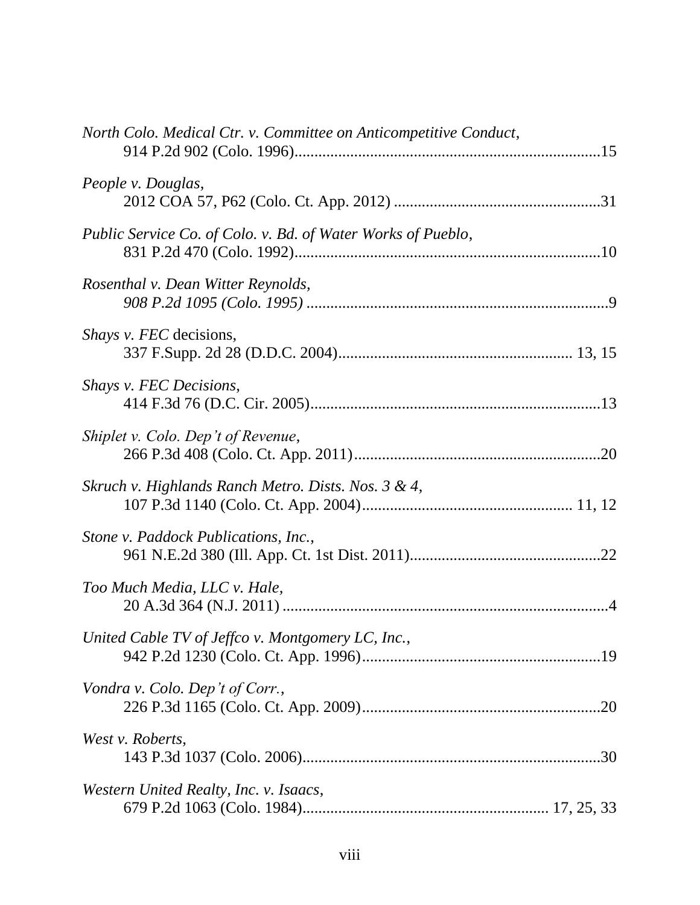*North Colo. Medical Ctr. v. Committee on Anticompetitive Conduct*,
914 P.2d 902 (Colo. 1996)....................................................................15

*People v. Douglas*,
2012 COA 57, P62 (Colo. Ct. App. 2012) ....................................................31

*Public Service Co. of Colo. v. Bd. of Water Works of Pueblo*,
831 P.2d 470 (Colo. 1992)....................................................................10

*Rosenthal v. Dean Witter Reynolds*,
*908 P.2d 1095 (Colo. 1995)* ....................................................................9

*Shays v. FEC* decisions,
337 F.Supp. 2d 28 (D.D.C. 2004)............................................................ 13, 15

*Shays v. FEC Decisions*,
414 F.3d 76 (D.C. Cir. 2005)....................................................................13

*Shiplet v. Colo. Dep't of Revenue*,
266 P.3d 408 (Colo. Ct. App. 2011)..........................................................20

*Skruch v. Highlands Ranch Metro. Dists. Nos. 3 & 4*,
107 P.3d 1140 (Colo. Ct. App. 2004)..................................................... 11, 12

*Stone v. Paddock Publications, Inc.*,
961 N.E.2d 380 (Ill. App. Ct. 1st Dist. 2011)...............................................22

*Too Much Media, LLC v. Hale*,
20 A.3d 364 (N.J. 2011) ..........................................................................4

*United Cable TV of Jeffco v. Montgomery LC, Inc.*,
942 P.2d 1230 (Colo. Ct. App. 1996)..........................................................19

*Vondra v. Colo. Dep't of Corr.*,
226 P.3d 1165 (Colo. Ct. App. 2009)..........................................................20

*West v. Roberts*,
143 P.3d 1037 (Colo. 2006)......................................................................30

*Western United Realty, Inc. v. Isaacs*,
679 P.2d 1063 (Colo. 1984)............................................................ 17, 25, 33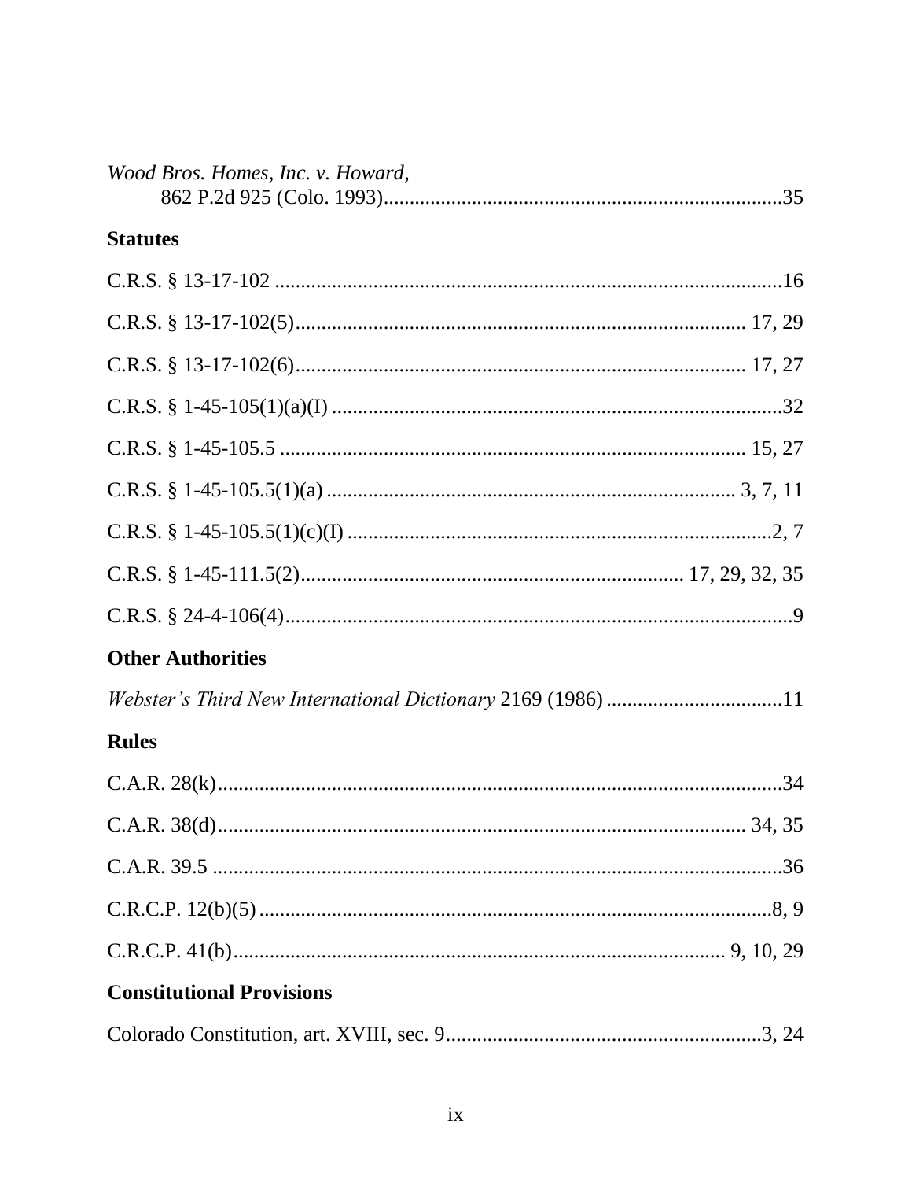*Wood Bros. Homes, Inc. v. Howard*,
862 P.2d 925 (Colo. 1993)............................................................................35

**Statutes**

C.R.S. § 13-17-102 ..................................................................................................16

C.R.S. § 13-17-102(5)...................................................................................... 17, 29

C.R.S. § 13-17-102(6)...................................................................................... 17, 27

C.R.S. § 1-45-105(1)(a)(I) .......................................................................................32

C.R.S. § 1-45-105.5 ......................................................................................... 15, 27

C.R.S. § 1-45-105.5(1)(a) ............................................................................... 3, 7, 11

C.R.S. § 1-45-105.5(1)(c)(I) ..................................................................................2, 7

C.R.S. § 1-45-111.5(2)......................................................................... 17, 29, 32, 35

C.R.S. § 24-4-106(4)..................................................................................................9

**Other Authorities**

*Webster's Third New International Dictionary* 2169 (1986) ..................................11

**Rules**

C.A.R. 28(k)............................................................................................................34

C.A.R. 38(d)...................................................................................................... 34, 35

C.A.R. 39.5 ..............................................................................................................36

C.R.C.P. 12(b)(5) ....................................................................................................8, 9

C.R.C.P. 41(b).............................................................................................. 9, 10, 29

**Constitutional Provisions**

Colorado Constitution, art. XVIII, sec. 9..............................................................3, 24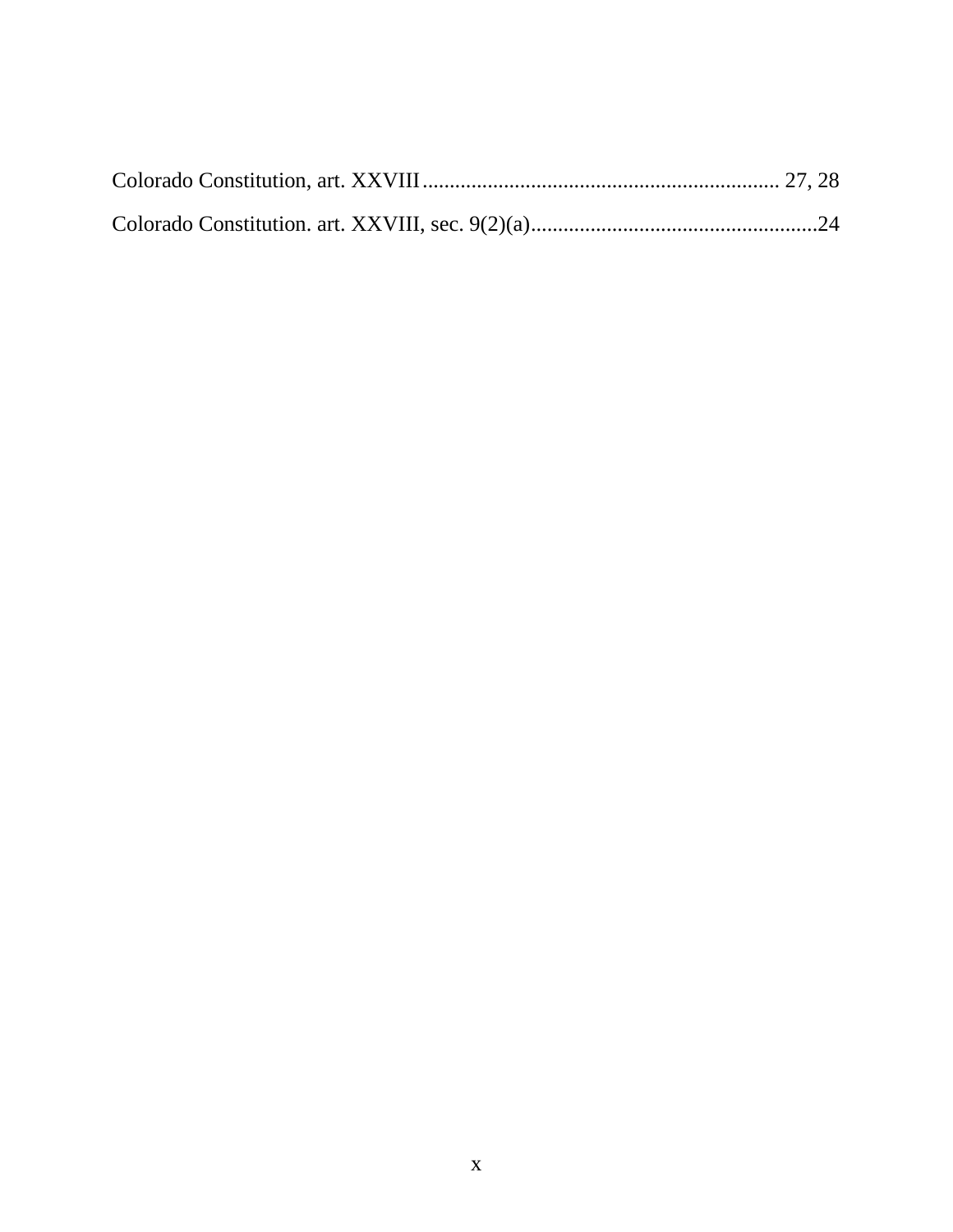Colorado Constitution, art. XXVIII ................................................................. 27, 28

Colorado Constitution. art. XXVIII, sec. 9(2)(a).....................................................24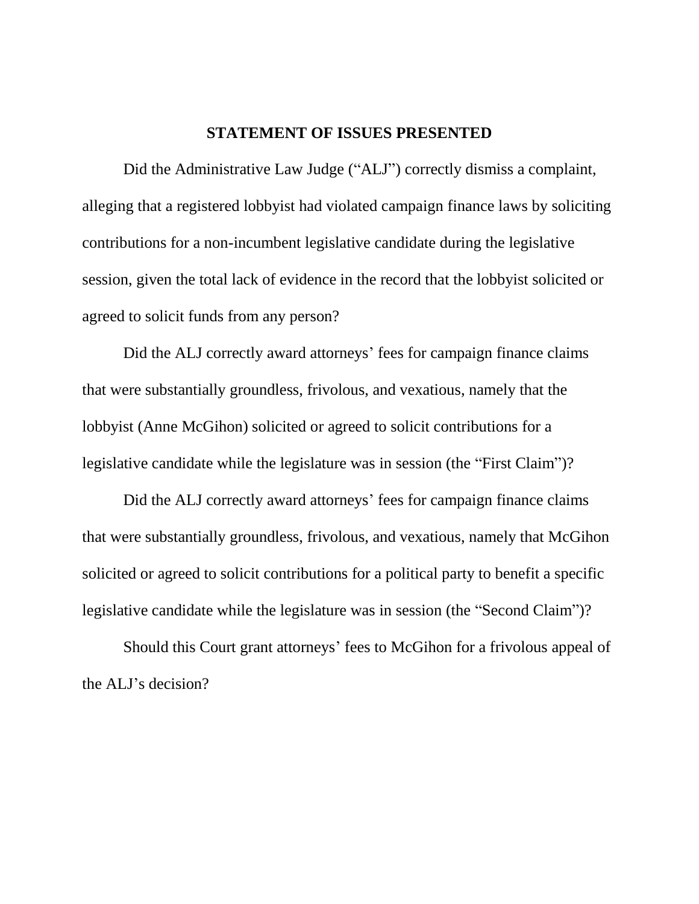## STATEMENT OF ISSUES PRESENTED

Did the Administrative Law Judge ("ALJ") correctly dismiss a complaint, alleging that a registered lobbyist had violated campaign finance laws by soliciting contributions for a non-incumbent legislative candidate during the legislative session, given the total lack of evidence in the record that the lobbyist solicited or agreed to solicit funds from any person?

Did the ALJ correctly award attorneys' fees for campaign finance claims that were substantially groundless, frivolous, and vexatious, namely that the lobbyist (Anne McGihon) solicited or agreed to solicit contributions for a legislative candidate while the legislature was in session (the "First Claim")?

Did the ALJ correctly award attorneys' fees for campaign finance claims that were substantially groundless, frivolous, and vexatious, namely that McGihon solicited or agreed to solicit contributions for a political party to benefit a specific legislative candidate while the legislature was in session (the "Second Claim")?

Should this Court grant attorneys' fees to McGihon for a frivolous appeal of the ALJ's decision?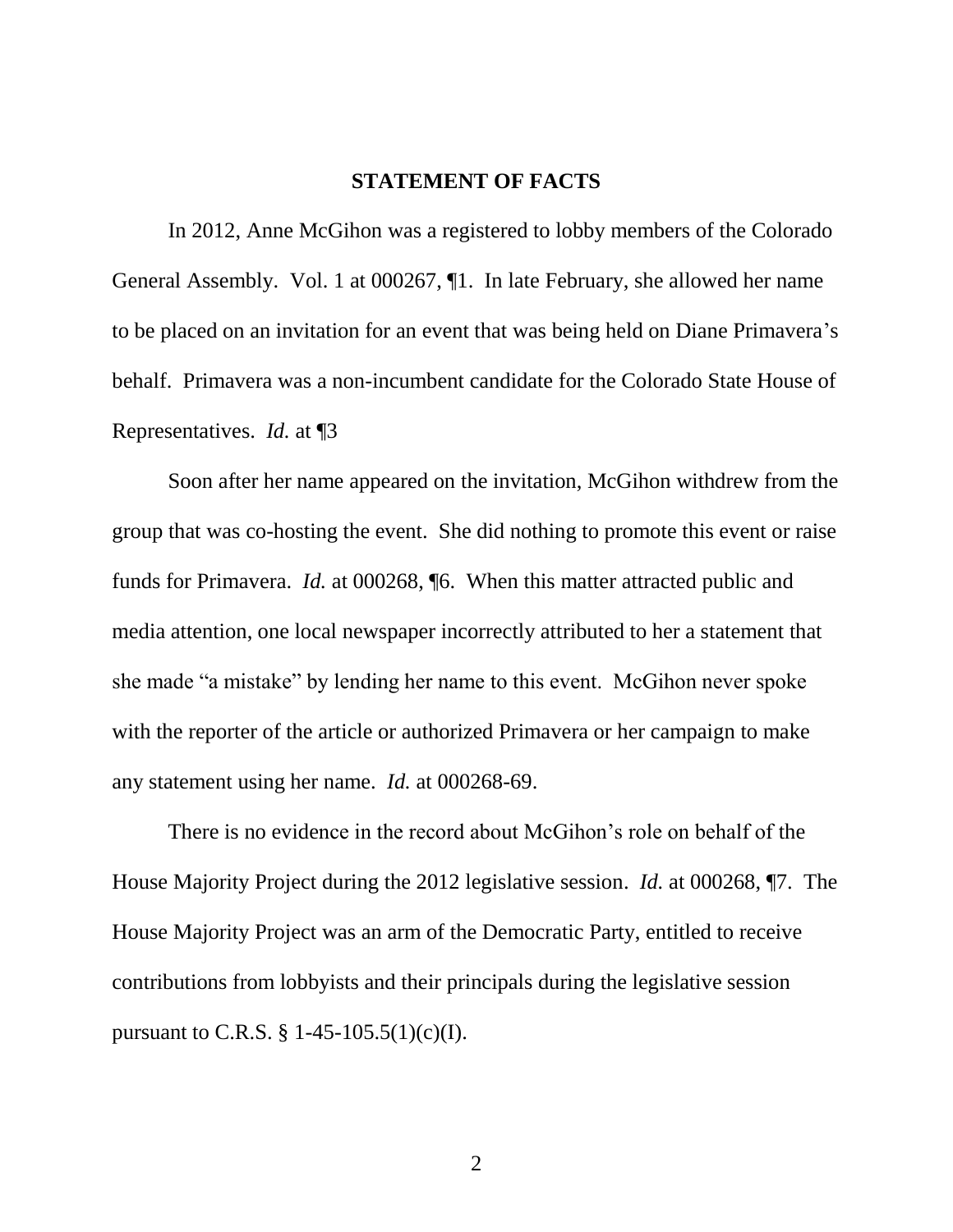## STATEMENT OF FACTS

In 2012, Anne McGihon was a registered to lobby members of the Colorado General Assembly. Vol. 1 at 000267, ¶1. In late February, she allowed her name to be placed on an invitation for an event that was being held on Diane Primavera's behalf. Primavera was a non-incumbent candidate for the Colorado State House of Representatives. *Id.* at ¶3

Soon after her name appeared on the invitation, McGihon withdrew from the group that was co-hosting the event. She did nothing to promote this event or raise funds for Primavera. *Id.* at 000268, ¶6. When this matter attracted public and media attention, one local newspaper incorrectly attributed to her a statement that she made "a mistake" by lending her name to this event. McGihon never spoke with the reporter of the article or authorized Primavera or her campaign to make any statement using her name. *Id.* at 000268-69.

There is no evidence in the record about McGihon's role on behalf of the House Majority Project during the 2012 legislative session. *Id.* at 000268, ¶7. The House Majority Project was an arm of the Democratic Party, entitled to receive contributions from lobbyists and their principals during the legislative session pursuant to C.R.S. § 1-45-105.5(1)(c)(I).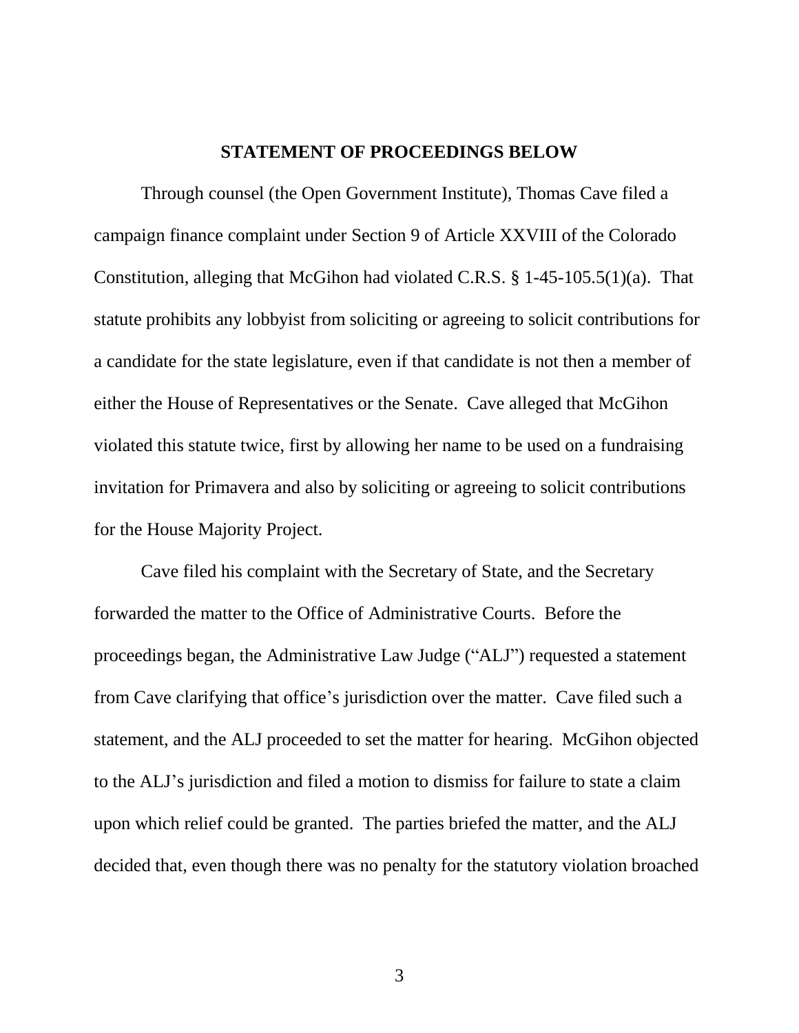## STATEMENT OF PROCEEDINGS BELOW

Through counsel (the Open Government Institute), Thomas Cave filed a campaign finance complaint under Section 9 of Article XXVIII of the Colorado Constitution, alleging that McGihon had violated C.R.S. § 1-45-105.5(1)(a). That statute prohibits any lobbyist from soliciting or agreeing to solicit contributions for a candidate for the state legislature, even if that candidate is not then a member of either the House of Representatives or the Senate. Cave alleged that McGihon violated this statute twice, first by allowing her name to be used on a fundraising invitation for Primavera and also by soliciting or agreeing to solicit contributions for the House Majority Project.

Cave filed his complaint with the Secretary of State, and the Secretary forwarded the matter to the Office of Administrative Courts. Before the proceedings began, the Administrative Law Judge ("ALJ") requested a statement from Cave clarifying that office's jurisdiction over the matter. Cave filed such a statement, and the ALJ proceeded to set the matter for hearing. McGihon objected to the ALJ's jurisdiction and filed a motion to dismiss for failure to state a claim upon which relief could be granted. The parties briefed the matter, and the ALJ decided that, even though there was no penalty for the statutory violation broached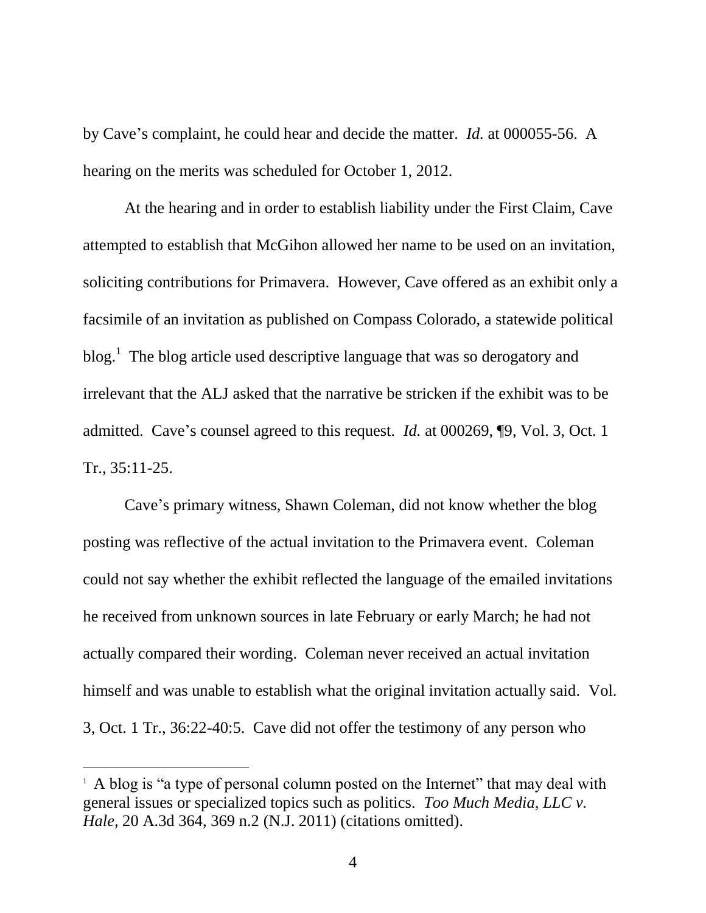by Cave's complaint, he could hear and decide the matter. *Id.* at 000055-56. A hearing on the merits was scheduled for October 1, 2012.

At the hearing and in order to establish liability under the First Claim, Cave attempted to establish that McGihon allowed her name to be used on an invitation, soliciting contributions for Primavera. However, Cave offered as an exhibit only a facsimile of an invitation as published on Compass Colorado, a statewide political blog.[1] The blog article used descriptive language that was so derogatory and irrelevant that the ALJ asked that the narrative be stricken if the exhibit was to be admitted. Cave's counsel agreed to this request. *Id.* at 000269, ¶9, Vol. 3, Oct. 1 Tr., 35:11-25.

Cave's primary witness, Shawn Coleman, did not know whether the blog posting was reflective of the actual invitation to the Primavera event. Coleman could not say whether the exhibit reflected the language of the emailed invitations he received from unknown sources in late February or early March; he had not actually compared their wording. Coleman never received an actual invitation himself and was unable to establish what the original invitation actually said. Vol. 3, Oct. 1 Tr., 36:22-40:5. Cave did not offer the testimony of any person who

---

[1] A blog is "a type of personal column posted on the Internet" that may deal with general issues or specialized topics such as politics. *Too Much Media, LLC v. Hale*, 20 A.3d 364, 369 n.2 (N.J. 2011) (citations omitted).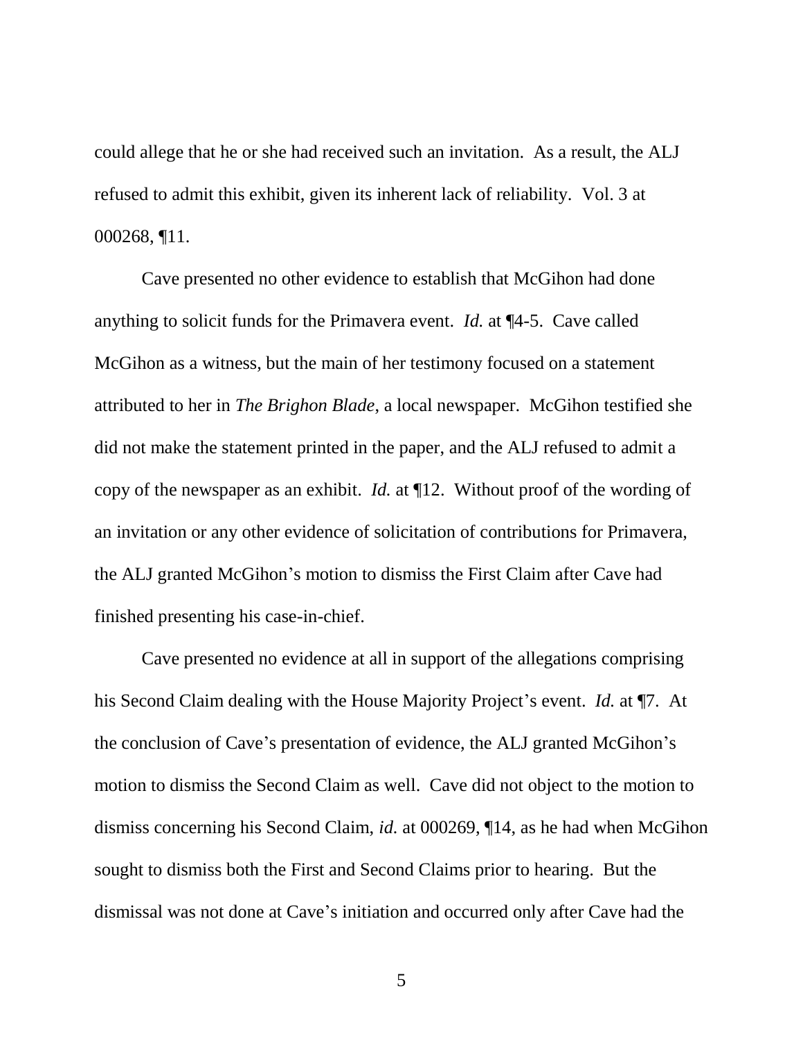could allege that he or she had received such an invitation. As a result, the ALJ refused to admit this exhibit, given its inherent lack of reliability. Vol. 3 at 000268, ¶11.

Cave presented no other evidence to establish that McGihon had done anything to solicit funds for the Primavera event. *Id.* at ¶4-5. Cave called McGihon as a witness, but the main of her testimony focused on a statement attributed to her in *The Brighon Blade*, a local newspaper. McGihon testified she did not make the statement printed in the paper, and the ALJ refused to admit a copy of the newspaper as an exhibit. *Id.* at ¶12. Without proof of the wording of an invitation or any other evidence of solicitation of contributions for Primavera, the ALJ granted McGihon's motion to dismiss the First Claim after Cave had finished presenting his case-in-chief.

Cave presented no evidence at all in support of the allegations comprising his Second Claim dealing with the House Majority Project's event. *Id.* at ¶7. At the conclusion of Cave's presentation of evidence, the ALJ granted McGihon's motion to dismiss the Second Claim as well. Cave did not object to the motion to dismiss concerning his Second Claim, *id.* at 000269, ¶14, as he had when McGihon sought to dismiss both the First and Second Claims prior to hearing. But the dismissal was not done at Cave's initiation and occurred only after Cave had the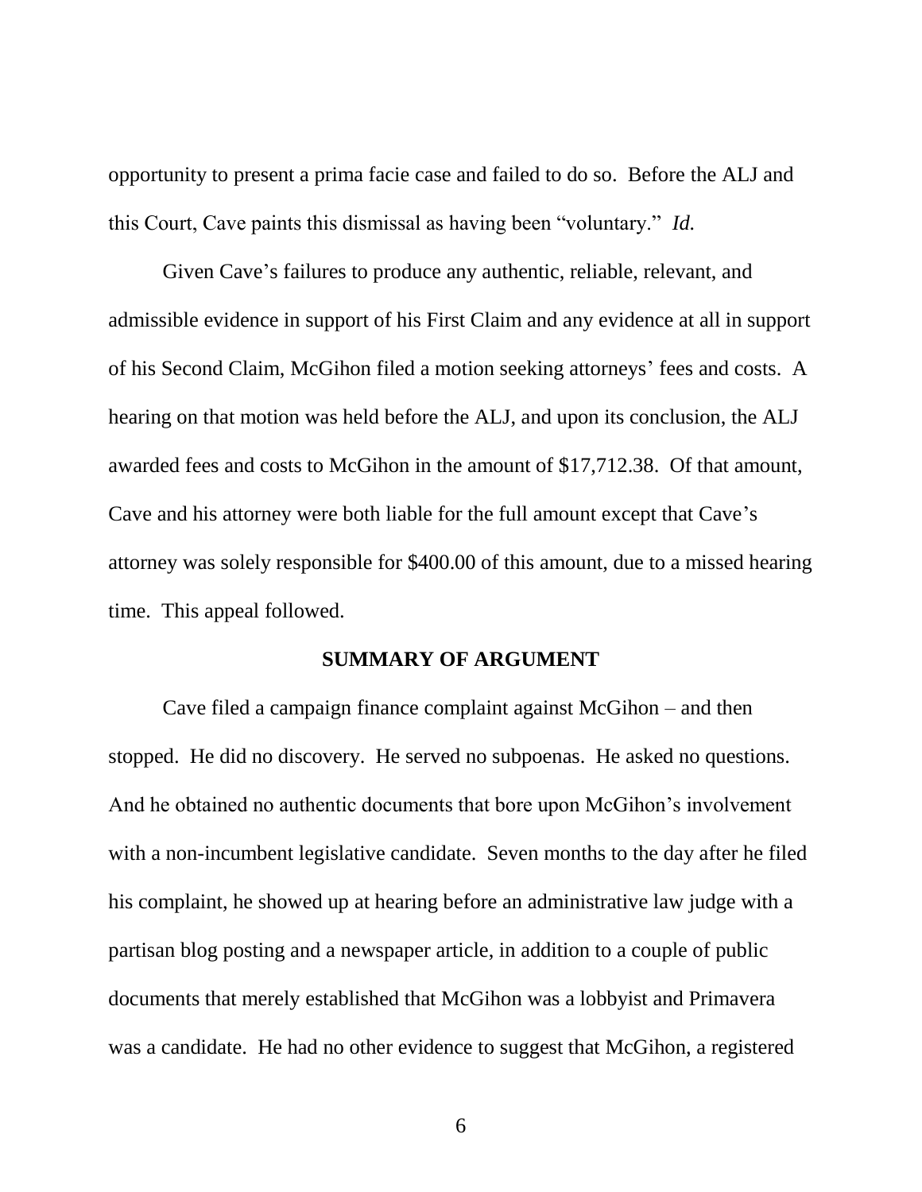opportunity to present a prima facie case and failed to do so. Before the ALJ and this Court, Cave paints this dismissal as having been "voluntary." *Id.*

Given Cave's failures to produce any authentic, reliable, relevant, and admissible evidence in support of his First Claim and any evidence at all in support of his Second Claim, McGihon filed a motion seeking attorneys' fees and costs. A hearing on that motion was held before the ALJ, and upon its conclusion, the ALJ awarded fees and costs to McGihon in the amount of $17,712.38. Of that amount, Cave and his attorney were both liable for the full amount except that Cave's attorney was solely responsible for $400.00 of this amount, due to a missed hearing time. This appeal followed.

## SUMMARY OF ARGUMENT

Cave filed a campaign finance complaint against McGihon – and then stopped. He did no discovery. He served no subpoenas. He asked no questions. And he obtained no authentic documents that bore upon McGihon's involvement with a non-incumbent legislative candidate. Seven months to the day after he filed his complaint, he showed up at hearing before an administrative law judge with a partisan blog posting and a newspaper article, in addition to a couple of public documents that merely established that McGihon was a lobbyist and Primavera was a candidate. He had no other evidence to suggest that McGihon, a registered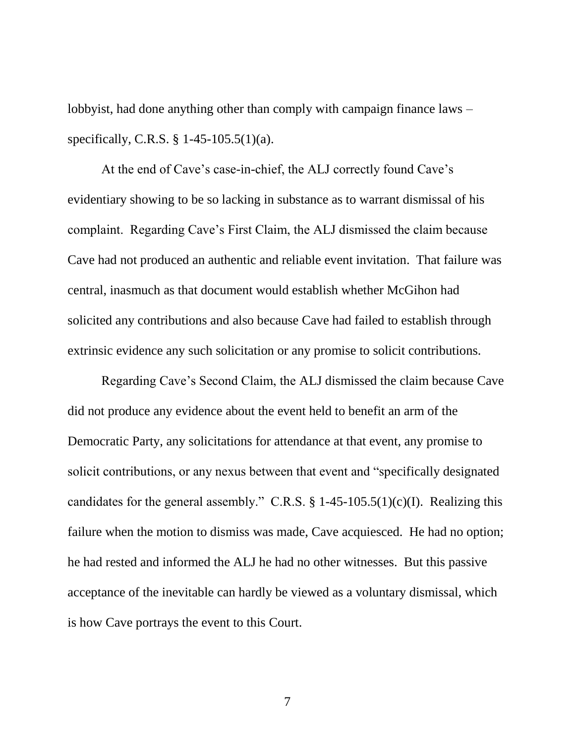lobbyist, had done anything other than comply with campaign finance laws – specifically, C.R.S. § 1-45-105.5(1)(a).

At the end of Cave's case-in-chief, the ALJ correctly found Cave's evidentiary showing to be so lacking in substance as to warrant dismissal of his complaint. Regarding Cave's First Claim, the ALJ dismissed the claim because Cave had not produced an authentic and reliable event invitation. That failure was central, inasmuch as that document would establish whether McGihon had solicited any contributions and also because Cave had failed to establish through extrinsic evidence any such solicitation or any promise to solicit contributions.

Regarding Cave's Second Claim, the ALJ dismissed the claim because Cave did not produce any evidence about the event held to benefit an arm of the Democratic Party, any solicitations for attendance at that event, any promise to solicit contributions, or any nexus between that event and "specifically designated candidates for the general assembly." C.R.S. § 1-45-105.5(1)(c)(I). Realizing this failure when the motion to dismiss was made, Cave acquiesced. He had no option; he had rested and informed the ALJ he had no other witnesses. But this passive acceptance of the inevitable can hardly be viewed as a voluntary dismissal, which is how Cave portrays the event to this Court.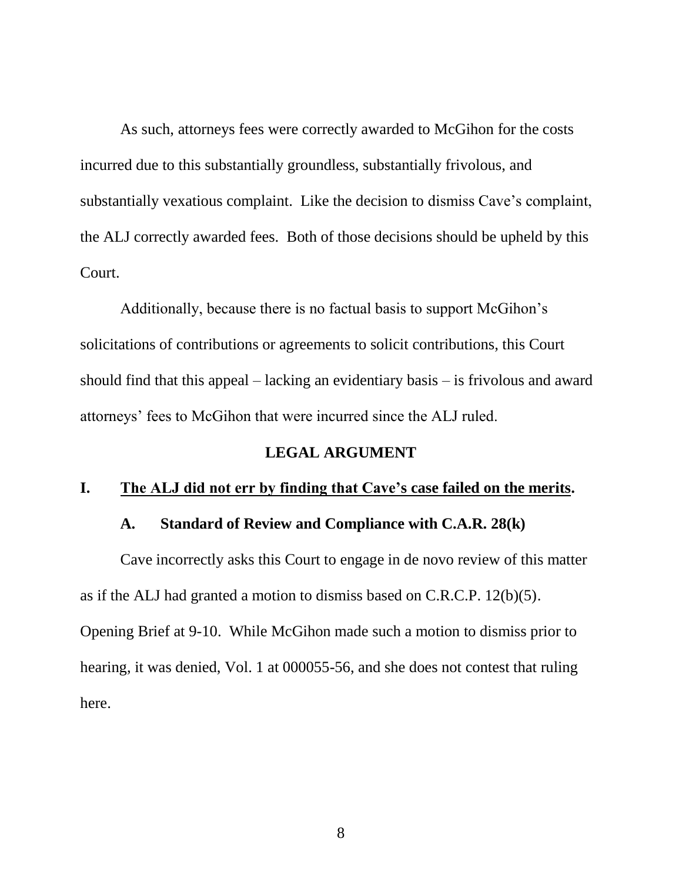As such, attorneys fees were correctly awarded to McGihon for the costs incurred due to this substantially groundless, substantially frivolous, and substantially vexatious complaint. Like the decision to dismiss Cave's complaint, the ALJ correctly awarded fees. Both of those decisions should be upheld by this Court.

Additionally, because there is no factual basis to support McGihon's solicitations of contributions or agreements to solicit contributions, this Court should find that this appeal – lacking an evidentiary basis – is frivolous and award attorneys' fees to McGihon that were incurred since the ALJ ruled.

## LEGAL ARGUMENT

### I. <u>The ALJ did not err by finding that Cave's case failed on the merits</u>.

#### A. Standard of Review and Compliance with C.A.R. 28(k)

Cave incorrectly asks this Court to engage in de novo review of this matter as if the ALJ had granted a motion to dismiss based on C.R.C.P. 12(b)(5). Opening Brief at 9-10. While McGihon made such a motion to dismiss prior to hearing, it was denied, Vol. 1 at 000055-56, and she does not contest that ruling here.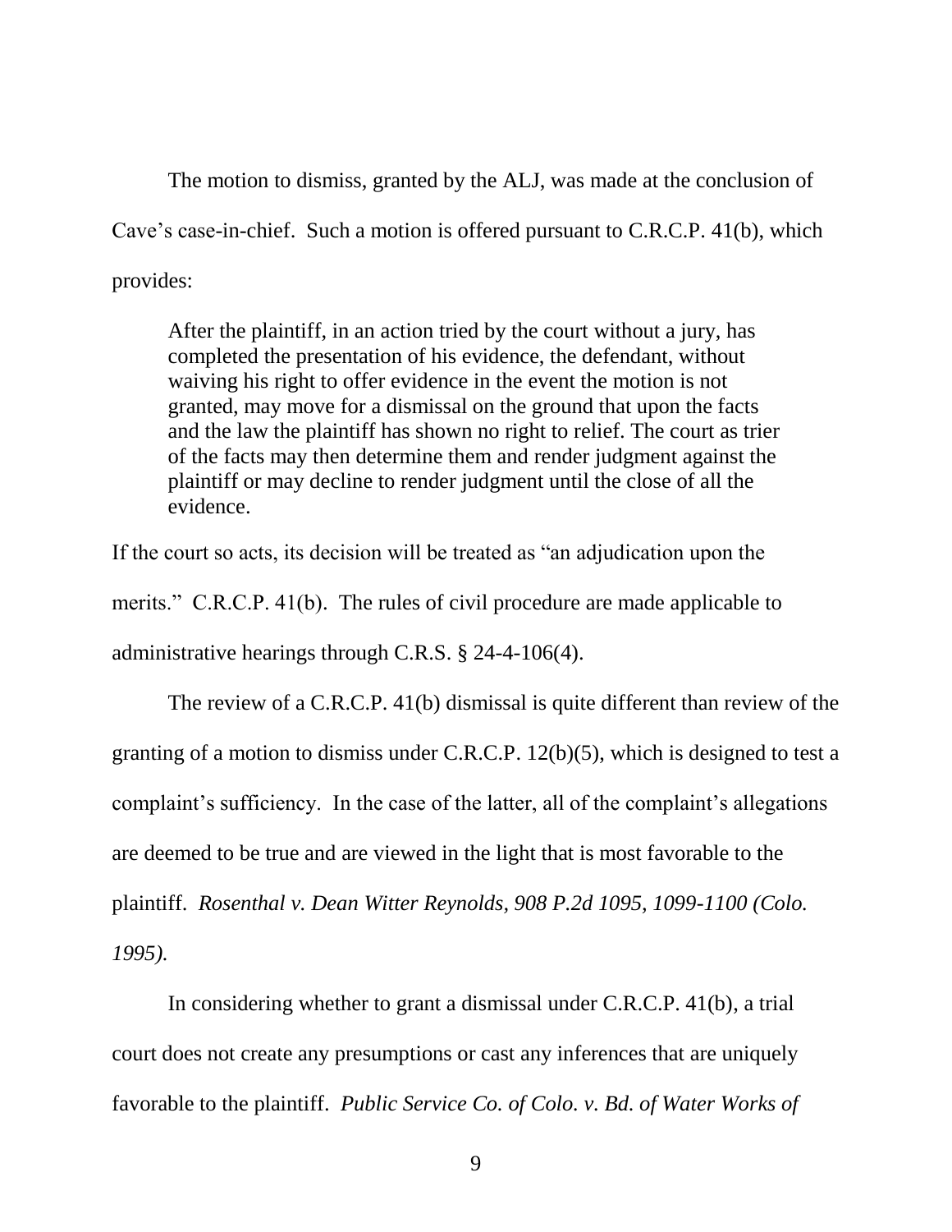The motion to dismiss, granted by the ALJ, was made at the conclusion of Cave's case-in-chief. Such a motion is offered pursuant to C.R.C.P. 41(b), which provides:

> After the plaintiff, in an action tried by the court without a jury, has completed the presentation of his evidence, the defendant, without waiving his right to offer evidence in the event the motion is not granted, may move for a dismissal on the ground that upon the facts and the law the plaintiff has shown no right to relief. The court as trier of the facts may then determine them and render judgment against the plaintiff or may decline to render judgment until the close of all the evidence.

If the court so acts, its decision will be treated as "an adjudication upon the merits." C.R.C.P. 41(b). The rules of civil procedure are made applicable to administrative hearings through C.R.S. § 24-4-106(4).

The review of a C.R.C.P. 41(b) dismissal is quite different than review of the granting of a motion to dismiss under C.R.C.P. 12(b)(5), which is designed to test a complaint's sufficiency. In the case of the latter, all of the complaint's allegations are deemed to be true and are viewed in the light that is most favorable to the plaintiff. *Rosenthal v. Dean Witter Reynolds, 908 P.2d 1095, 1099-1100 (Colo. 1995).*

In considering whether to grant a dismissal under C.R.C.P. 41(b), a trial court does not create any presumptions or cast any inferences that are uniquely favorable to the plaintiff. *Public Service Co. of Colo. v. Bd. of Water Works of*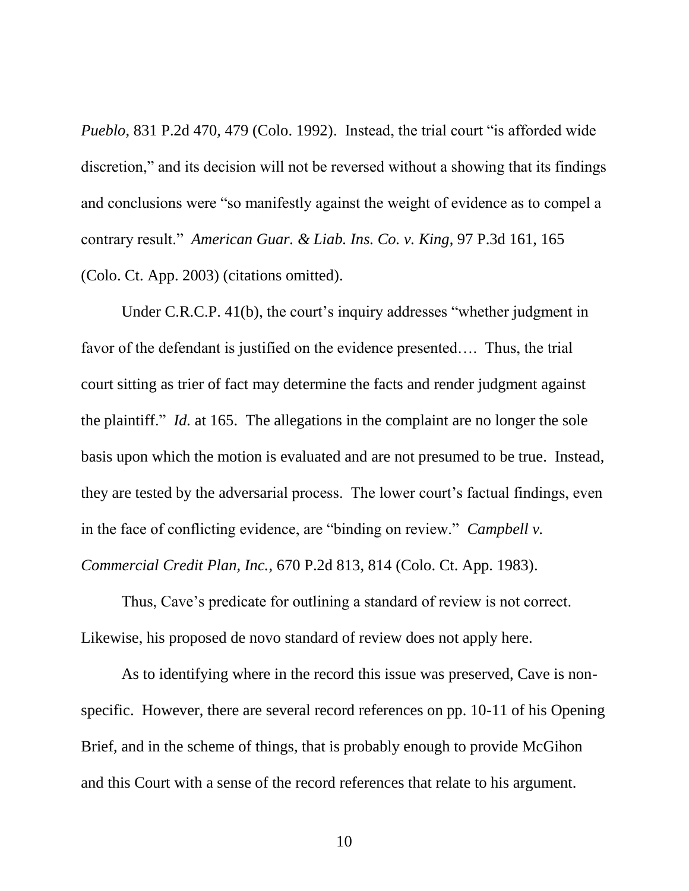*Pueblo*, 831 P.2d 470, 479 (Colo. 1992). Instead, the trial court "is afforded wide discretion," and its decision will not be reversed without a showing that its findings and conclusions were "so manifestly against the weight of evidence as to compel a contrary result." *American Guar. & Liab. Ins. Co. v. King*, 97 P.3d 161, 165 (Colo. Ct. App. 2003) (citations omitted).

Under C.R.C.P. 41(b), the court's inquiry addresses "whether judgment in favor of the defendant is justified on the evidence presented…. Thus, the trial court sitting as trier of fact may determine the facts and render judgment against the plaintiff." *Id.* at 165. The allegations in the complaint are no longer the sole basis upon which the motion is evaluated and are not presumed to be true. Instead, they are tested by the adversarial process. The lower court's factual findings, even in the face of conflicting evidence, are "binding on review." *Campbell v. Commercial Credit Plan, Inc.*, 670 P.2d 813, 814 (Colo. Ct. App. 1983).

Thus, Cave's predicate for outlining a standard of review is not correct. Likewise, his proposed de novo standard of review does not apply here.

As to identifying where in the record this issue was preserved, Cave is non-specific. However, there are several record references on pp. 10-11 of his Opening Brief, and in the scheme of things, that is probably enough to provide McGihon and this Court with a sense of the record references that relate to his argument.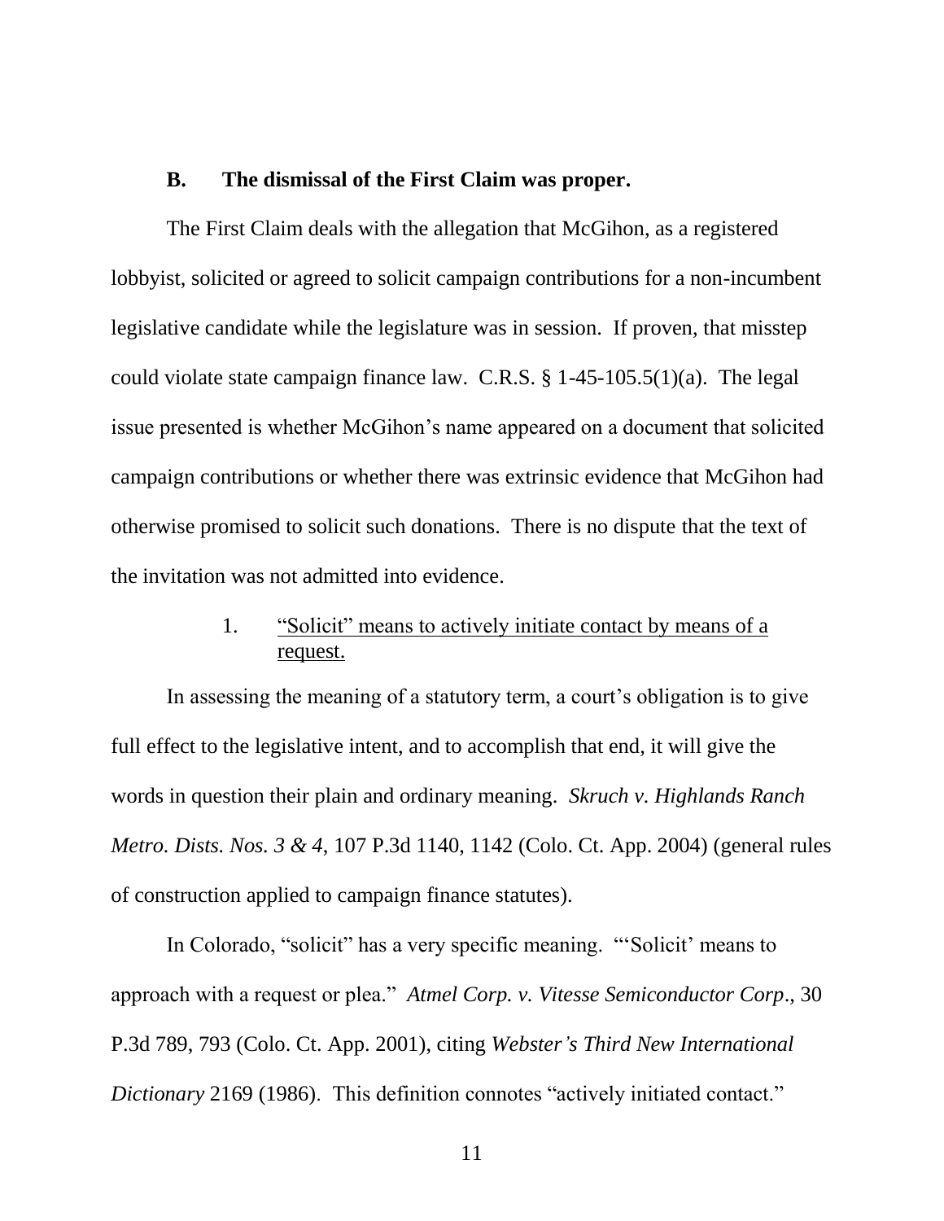### B. The dismissal of the First Claim was proper.

The First Claim deals with the allegation that McGihon, as a registered lobbyist, solicited or agreed to solicit campaign contributions for a non-incumbent legislative candidate while the legislature was in session. If proven, that misstep could violate state campaign finance law. C.R.S. § 1-45-105.5(1)(a). The legal issue presented is whether McGihon's name appeared on a document that solicited campaign contributions or whether there was extrinsic evidence that McGihon had otherwise promised to solicit such donations. There is no dispute that the text of the invitation was not admitted into evidence.

#### 1. <u>"Solicit" means to actively initiate contact by means of a request.</u>

In assessing the meaning of a statutory term, a court's obligation is to give full effect to the legislative intent, and to accomplish that end, it will give the words in question their plain and ordinary meaning. *Skruch v. Highlands Ranch Metro. Dists. Nos. 3 & 4*, 107 P.3d 1140, 1142 (Colo. Ct. App. 2004) (general rules of construction applied to campaign finance statutes).

In Colorado, "solicit" has a very specific meaning. "'Solicit' means to approach with a request or plea." *Atmel Corp. v. Vitesse Semiconductor Corp*., 30 P.3d 789, 793 (Colo. Ct. App. 2001), citing *Webster's Third New International Dictionary* 2169 (1986). This definition connotes "actively initiated contact."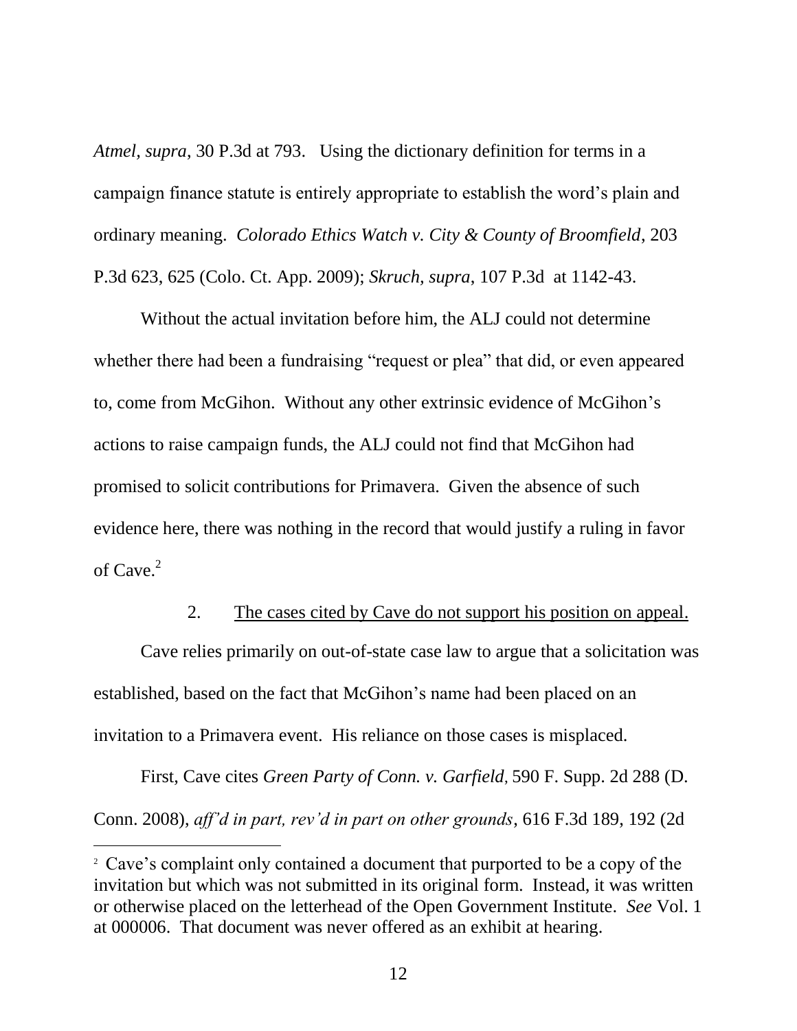*Atmel*, *supra*, 30 P.3d at 793. Using the dictionary definition for terms in a campaign finance statute is entirely appropriate to establish the word's plain and ordinary meaning. *Colorado Ethics Watch v. City & County of Broomfield*, 203 P.3d 623, 625 (Colo. Ct. App. 2009); *Skruch, supra*, 107 P.3d at 1142-43.

Without the actual invitation before him, the ALJ could not determine whether there had been a fundraising "request or plea" that did, or even appeared to, come from McGihon. Without any other extrinsic evidence of McGihon's actions to raise campaign funds, the ALJ could not find that McGihon had promised to solicit contributions for Primavera. Given the absence of such evidence here, there was nothing in the record that would justify a ruling in favor of Cave.[2]

2. <u>The cases cited by Cave do not support his position on appeal.</u>

Cave relies primarily on out-of-state case law to argue that a solicitation was established, based on the fact that McGihon's name had been placed on an invitation to a Primavera event. His reliance on those cases is misplaced.

First, Cave cites *Green Party of Conn. v. Garfield*, 590 F. Supp. 2d 288 (D. Conn. 2008), *aff'd in part, rev'd in part on other grounds*, 616 F.3d 189, 192 (2d

---

[2] Cave's complaint only contained a document that purported to be a copy of the invitation but which was not submitted in its original form. Instead, it was written or otherwise placed on the letterhead of the Open Government Institute. *See* Vol. 1 at 000006. That document was never offered as an exhibit at hearing.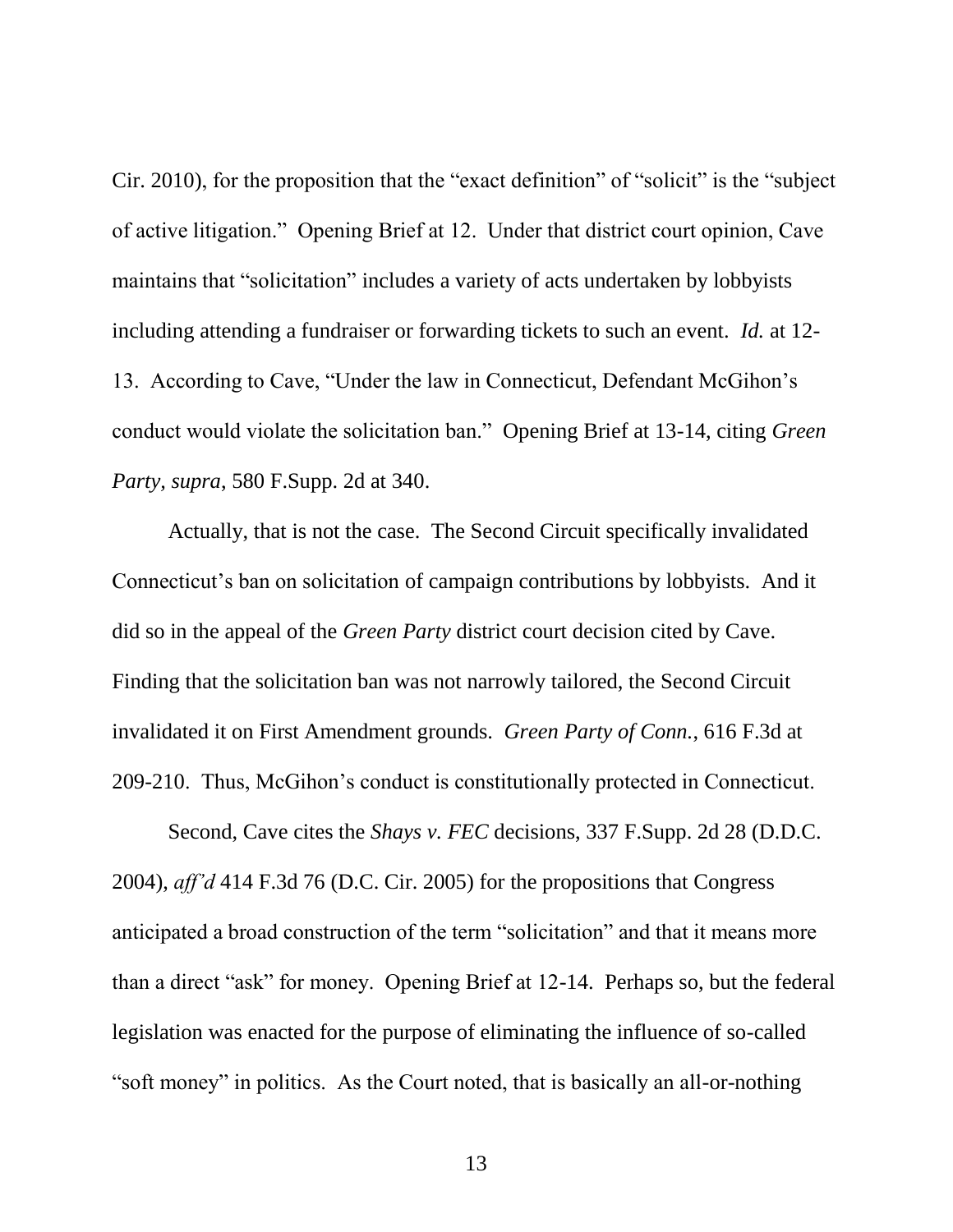Cir. 2010), for the proposition that the "exact definition" of "solicit" is the "subject of active litigation." Opening Brief at 12. Under that district court opinion, Cave maintains that "solicitation" includes a variety of acts undertaken by lobbyists including attending a fundraiser or forwarding tickets to such an event. *Id.* at 12-13. According to Cave, "Under the law in Connecticut, Defendant McGihon's conduct would violate the solicitation ban." Opening Brief at 13-14, citing *Green Party, supra*, 580 F.Supp. 2d at 340.

Actually, that is not the case. The Second Circuit specifically invalidated Connecticut's ban on solicitation of campaign contributions by lobbyists. And it did so in the appeal of the *Green Party* district court decision cited by Cave. Finding that the solicitation ban was not narrowly tailored, the Second Circuit invalidated it on First Amendment grounds. *Green Party of Conn.*, 616 F.3d at 209-210. Thus, McGihon's conduct is constitutionally protected in Connecticut.

Second, Cave cites the *Shays v. FEC* decisions, 337 F.Supp. 2d 28 (D.D.C. 2004), *aff'd* 414 F.3d 76 (D.C. Cir. 2005) for the propositions that Congress anticipated a broad construction of the term "solicitation" and that it means more than a direct "ask" for money. Opening Brief at 12-14. Perhaps so, but the federal legislation was enacted for the purpose of eliminating the influence of so-called "soft money" in politics. As the Court noted, that is basically an all-or-nothing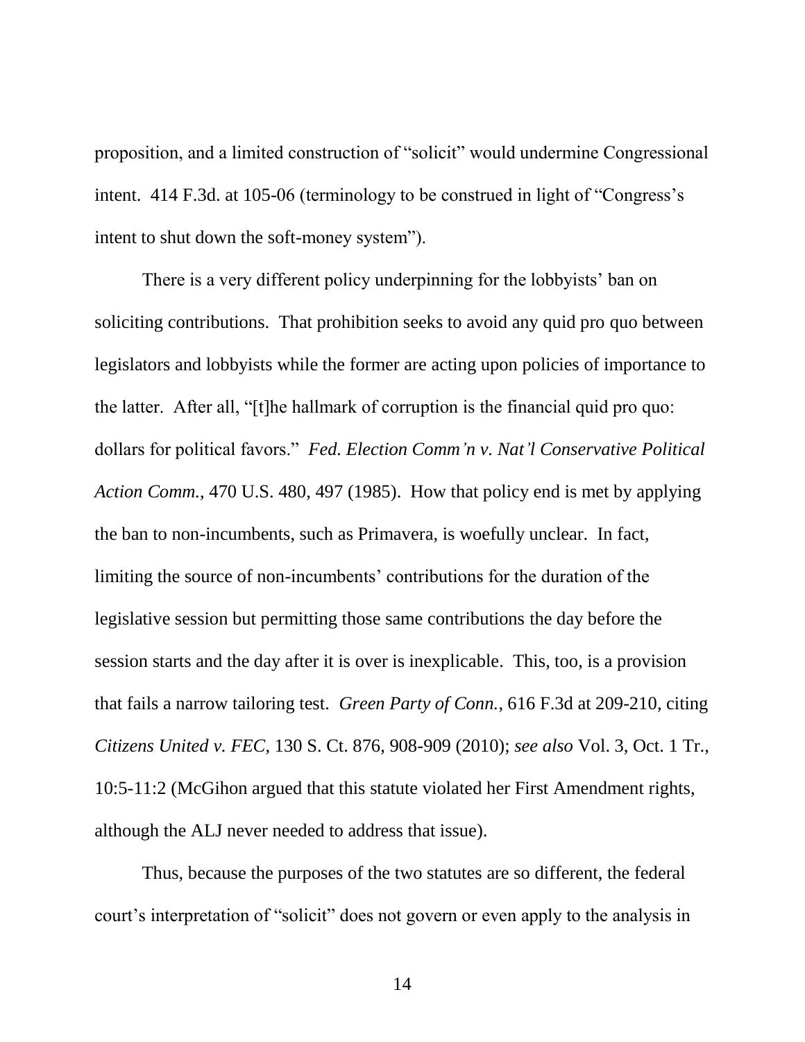proposition, and a limited construction of "solicit" would undermine Congressional intent. 414 F.3d. at 105-06 (terminology to be construed in light of "Congress's intent to shut down the soft-money system").

There is a very different policy underpinning for the lobbyists' ban on soliciting contributions. That prohibition seeks to avoid any quid pro quo between legislators and lobbyists while the former are acting upon policies of importance to the latter. After all, "[t]he hallmark of corruption is the financial quid pro quo: dollars for political favors." *Fed. Election Comm'n v. Nat'l Conservative Political Action Comm.*, 470 U.S. 480, 497 (1985). How that policy end is met by applying the ban to non-incumbents, such as Primavera, is woefully unclear. In fact, limiting the source of non-incumbents' contributions for the duration of the legislative session but permitting those same contributions the day before the session starts and the day after it is over is inexplicable. This, too, is a provision that fails a narrow tailoring test. *Green Party of Conn.*, 616 F.3d at 209-210, citing *Citizens United v. FEC*, 130 S. Ct. 876, 908-909 (2010); *see also* Vol. 3, Oct. 1 Tr., 10:5-11:2 (McGihon argued that this statute violated her First Amendment rights, although the ALJ never needed to address that issue).

Thus, because the purposes of the two statutes are so different, the federal court's interpretation of "solicit" does not govern or even apply to the analysis in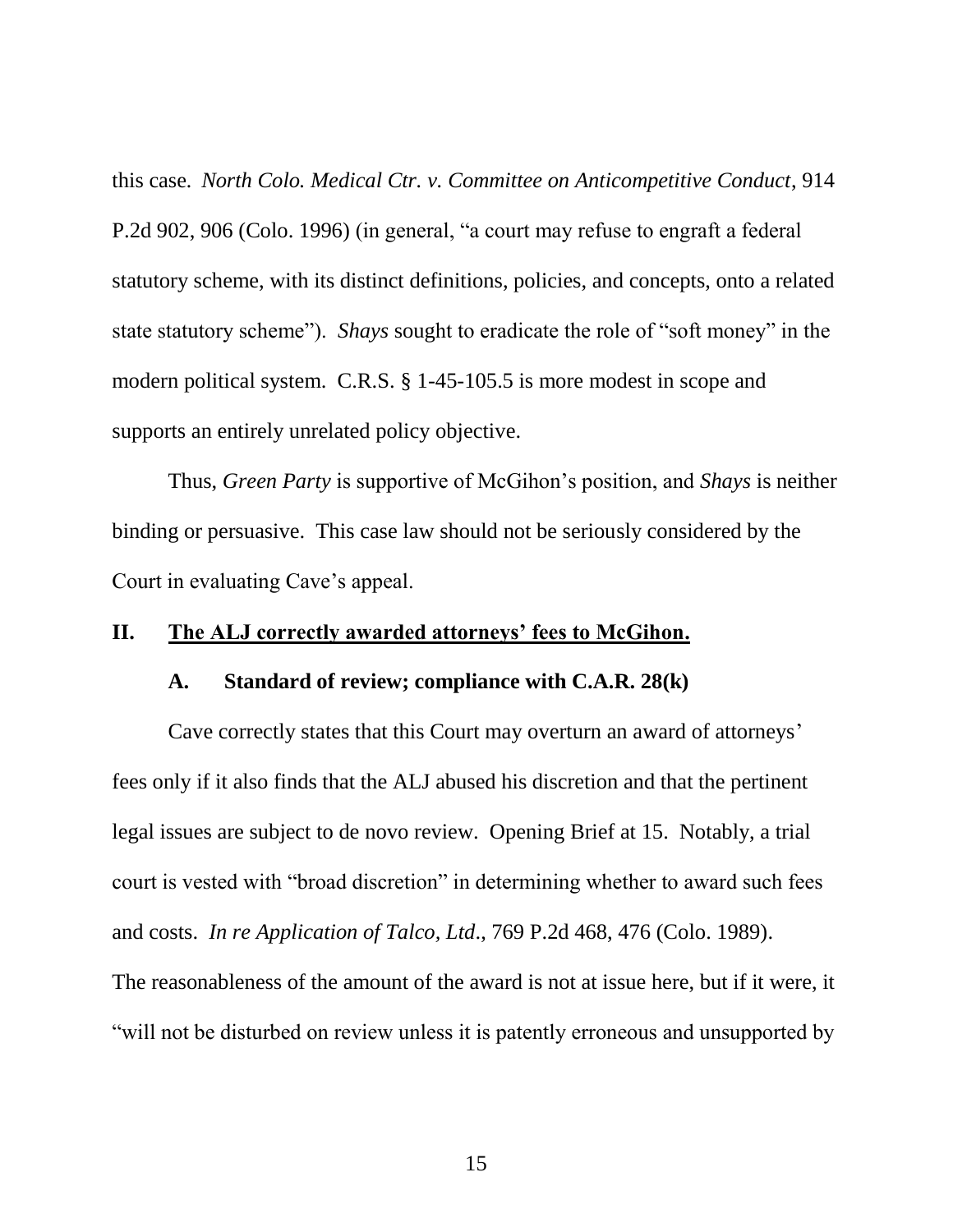this case. *North Colo. Medical Ctr. v. Committee on Anticompetitive Conduct*, 914 P.2d 902, 906 (Colo. 1996) (in general, "a court may refuse to engraft a federal statutory scheme, with its distinct definitions, policies, and concepts, onto a related state statutory scheme"). *Shays* sought to eradicate the role of "soft money" in the modern political system. C.R.S. § 1-45-105.5 is more modest in scope and supports an entirely unrelated policy objective.

Thus, *Green Party* is supportive of McGihon's position, and *Shays* is neither binding or persuasive. This case law should not be seriously considered by the Court in evaluating Cave's appeal.

## II. <u>The ALJ correctly awarded attorneys' fees to McGihon.</u>

### A. Standard of review; compliance with C.A.R. 28(k)

Cave correctly states that this Court may overturn an award of attorneys' fees only if it also finds that the ALJ abused his discretion and that the pertinent legal issues are subject to de novo review. Opening Brief at 15. Notably, a trial court is vested with "broad discretion" in determining whether to award such fees and costs. *In re Application of Talco, Ltd*., 769 P.2d 468, 476 (Colo. 1989). The reasonableness of the amount of the award is not at issue here, but if it were, it "will not be disturbed on review unless it is patently erroneous and unsupported by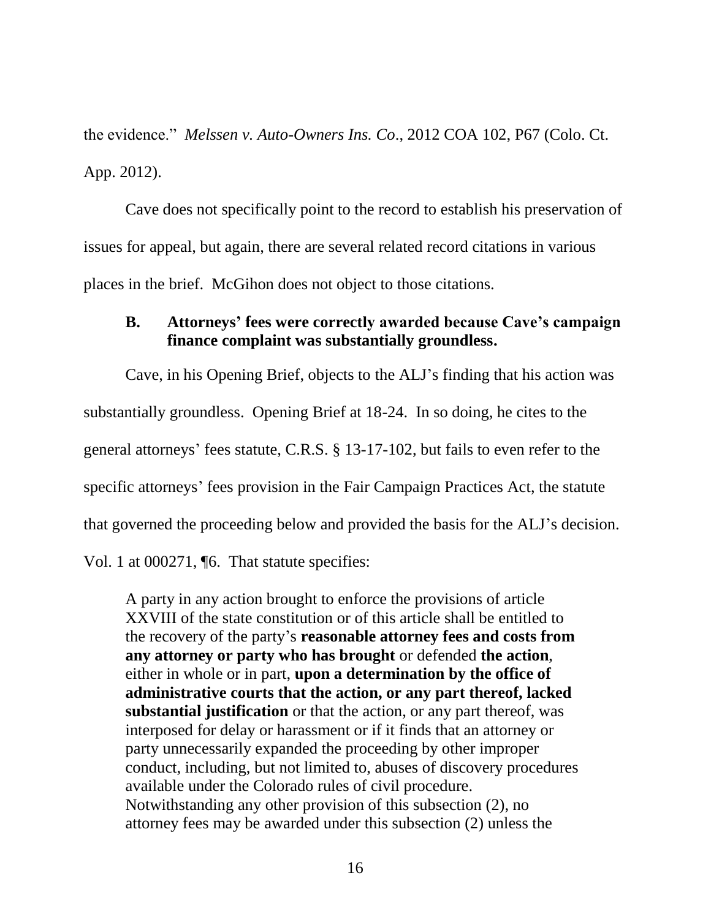the evidence." *Melssen v. Auto-Owners Ins. Co*., 2012 COA 102, P67 (Colo. Ct. App. 2012).

Cave does not specifically point to the record to establish his preservation of issues for appeal, but again, there are several related record citations in various places in the brief. McGihon does not object to those citations.

### B. Attorneys' fees were correctly awarded because Cave's campaign finance complaint was substantially groundless.

Cave, in his Opening Brief, objects to the ALJ's finding that his action was substantially groundless. Opening Brief at 18-24. In so doing, he cites to the general attorneys' fees statute, C.R.S. § 13-17-102, but fails to even refer to the specific attorneys' fees provision in the Fair Campaign Practices Act, the statute that governed the proceeding below and provided the basis for the ALJ's decision. Vol. 1 at 000271, ¶6. That statute specifies:

> A party in any action brought to enforce the provisions of article XXVIII of the state constitution or of this article shall be entitled to the recovery of the party's **reasonable attorney fees and costs from any attorney or party who has brought** or defended **the action**, either in whole or in part, **upon a determination by the office of administrative courts that the action, or any part thereof, lacked substantial justification** or that the action, or any part thereof, was interposed for delay or harassment or if it finds that an attorney or party unnecessarily expanded the proceeding by other improper conduct, including, but not limited to, abuses of discovery procedures available under the Colorado rules of civil procedure. Notwithstanding any other provision of this subsection (2), no attorney fees may be awarded under this subsection (2) unless the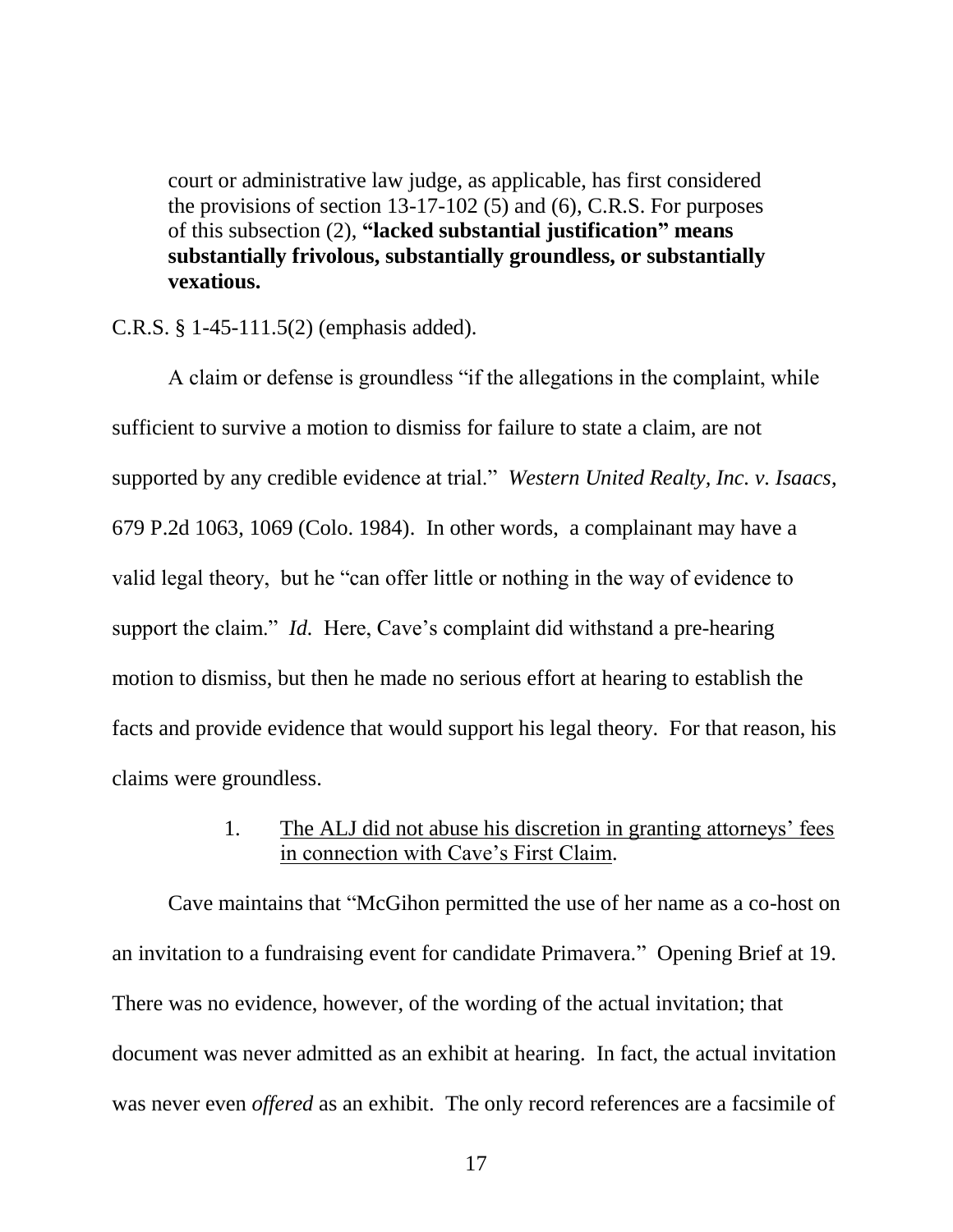> court or administrative law judge, as applicable, has first considered the provisions of section 13-17-102 (5) and (6), C.R.S. For purposes of this subsection (2), **"lacked substantial justification" means substantially frivolous, substantially groundless, or substantially vexatious.**

C.R.S. § 1-45-111.5(2) (emphasis added).

A claim or defense is groundless "if the allegations in the complaint, while sufficient to survive a motion to dismiss for failure to state a claim, are not supported by any credible evidence at trial." *Western United Realty, Inc. v. Isaacs*, 679 P.2d 1063, 1069 (Colo. 1984). In other words, a complainant may have a valid legal theory, but he "can offer little or nothing in the way of evidence to support the claim." *Id.* Here, Cave's complaint did withstand a pre-hearing motion to dismiss, but then he made no serious effort at hearing to establish the facts and provide evidence that would support his legal theory. For that reason, his claims were groundless.

1. <u>The ALJ did not abuse his discretion in granting attorneys' fees in connection with Cave's First Claim</u>.

Cave maintains that "McGihon permitted the use of her name as a co-host on an invitation to a fundraising event for candidate Primavera." Opening Brief at 19. There was no evidence, however, of the wording of the actual invitation; that document was never admitted as an exhibit at hearing. In fact, the actual invitation was never even *offered* as an exhibit. The only record references are a facsimile of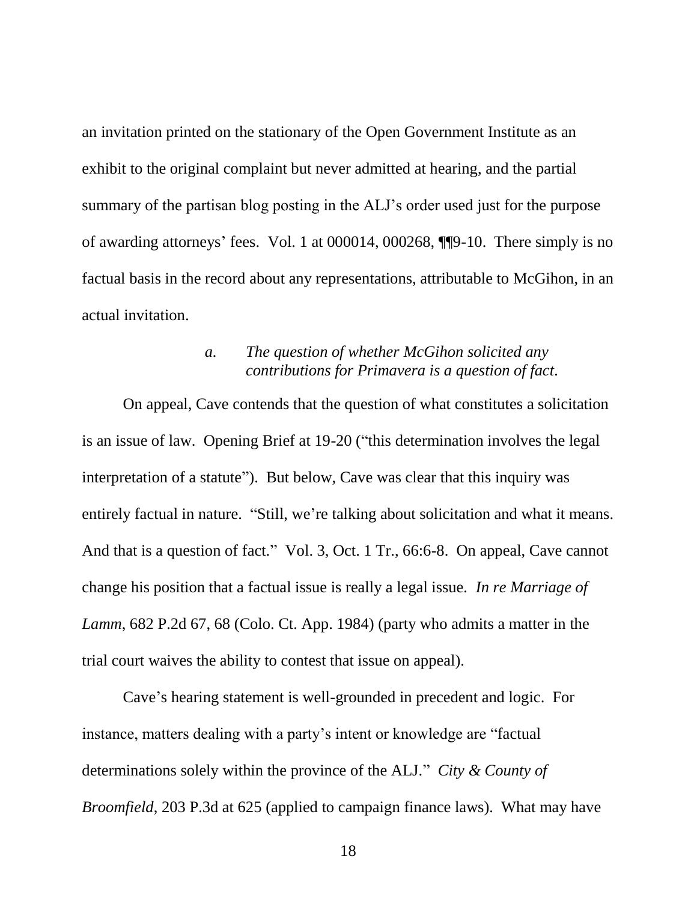an invitation printed on the stationary of the Open Government Institute as an exhibit to the original complaint but never admitted at hearing, and the partial summary of the partisan blog posting in the ALJ's order used just for the purpose of awarding attorneys' fees. Vol. 1 at 000014, 000268, ¶¶9-10. There simply is no factual basis in the record about any representations, attributable to McGihon, in an actual invitation.

#### *a. The question of whether McGihon solicited any contributions for Primavera is a question of fact.*

On appeal, Cave contends that the question of what constitutes a solicitation is an issue of law. Opening Brief at 19-20 ("this determination involves the legal interpretation of a statute"). But below, Cave was clear that this inquiry was entirely factual in nature. "Still, we're talking about solicitation and what it means. And that is a question of fact." Vol. 3, Oct. 1 Tr., 66:6-8. On appeal, Cave cannot change his position that a factual issue is really a legal issue. *In re Marriage of Lamm*, 682 P.2d 67, 68 (Colo. Ct. App. 1984) (party who admits a matter in the trial court waives the ability to contest that issue on appeal).

Cave's hearing statement is well-grounded in precedent and logic. For instance, matters dealing with a party's intent or knowledge are "factual determinations solely within the province of the ALJ." *City & County of Broomfield*, 203 P.3d at 625 (applied to campaign finance laws). What may have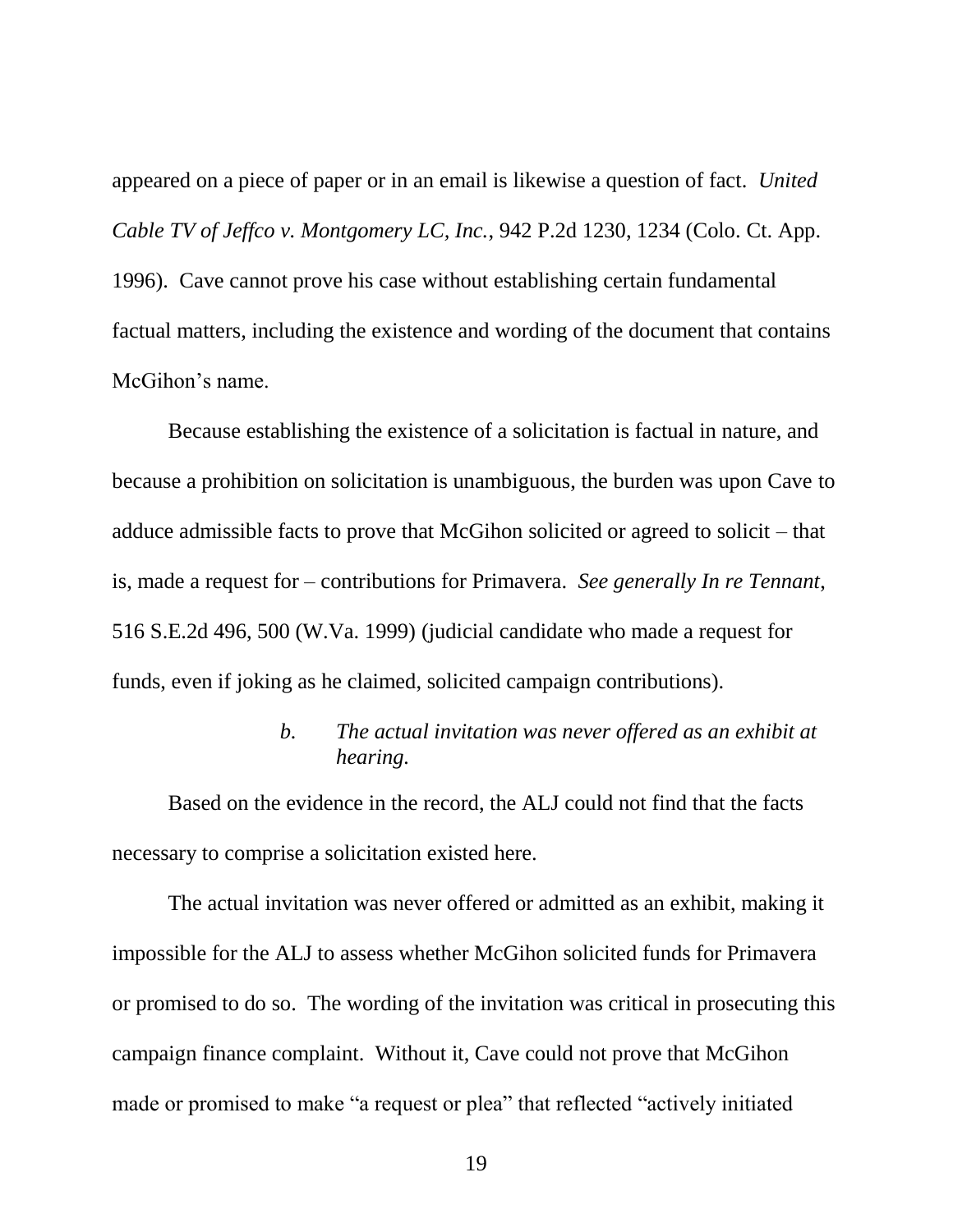appeared on a piece of paper or in an email is likewise a question of fact. *United Cable TV of Jeffco v. Montgomery LC, Inc.*, 942 P.2d 1230, 1234 (Colo. Ct. App. 1996). Cave cannot prove his case without establishing certain fundamental factual matters, including the existence and wording of the document that contains McGihon's name.

Because establishing the existence of a solicitation is factual in nature, and because a prohibition on solicitation is unambiguous, the burden was upon Cave to adduce admissible facts to prove that McGihon solicited or agreed to solicit – that is, made a request for – contributions for Primavera. *See generally In re Tennant*, 516 S.E.2d 496, 500 (W.Va. 1999) (judicial candidate who made a request for funds, even if joking as he claimed, solicited campaign contributions).

*b. The actual invitation was never offered as an exhibit at hearing.*

Based on the evidence in the record, the ALJ could not find that the facts necessary to comprise a solicitation existed here.

The actual invitation was never offered or admitted as an exhibit, making it impossible for the ALJ to assess whether McGihon solicited funds for Primavera or promised to do so. The wording of the invitation was critical in prosecuting this campaign finance complaint. Without it, Cave could not prove that McGihon made or promised to make "a request or plea" that reflected "actively initiated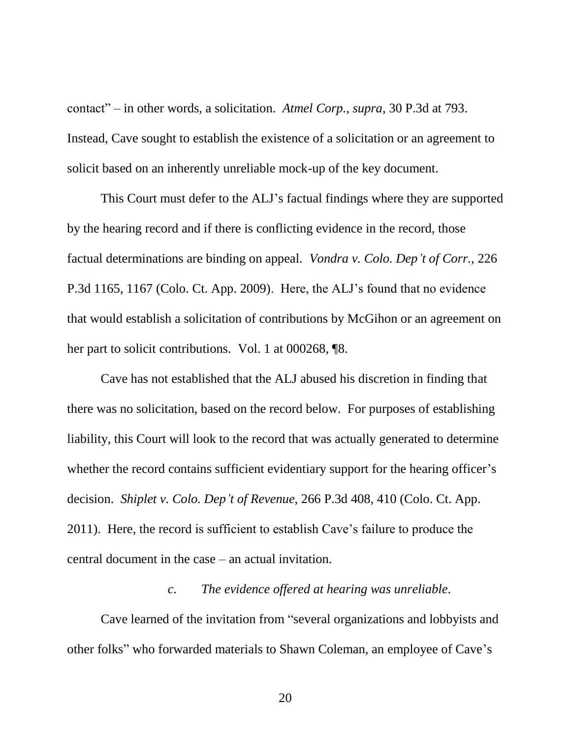contact" – in other words, a solicitation. *Atmel Corp., supra*, 30 P.3d at 793. Instead, Cave sought to establish the existence of a solicitation or an agreement to solicit based on an inherently unreliable mock-up of the key document.

This Court must defer to the ALJ's factual findings where they are supported by the hearing record and if there is conflicting evidence in the record, those factual determinations are binding on appeal. *Vondra v. Colo. Dep't of Corr.*, 226 P.3d 1165, 1167 (Colo. Ct. App. 2009). Here, the ALJ's found that no evidence that would establish a solicitation of contributions by McGihon or an agreement on her part to solicit contributions. Vol. 1 at 000268, ¶8.

Cave has not established that the ALJ abused his discretion in finding that there was no solicitation, based on the record below. For purposes of establishing liability, this Court will look to the record that was actually generated to determine whether the record contains sufficient evidentiary support for the hearing officer's decision. *Shiplet v. Colo. Dep't of Revenue*, 266 P.3d 408, 410 (Colo. Ct. App. 2011). Here, the record is sufficient to establish Cave's failure to produce the central document in the case – an actual invitation.

*c. The evidence offered at hearing was unreliable.*

Cave learned of the invitation from "several organizations and lobbyists and other folks" who forwarded materials to Shawn Coleman, an employee of Cave's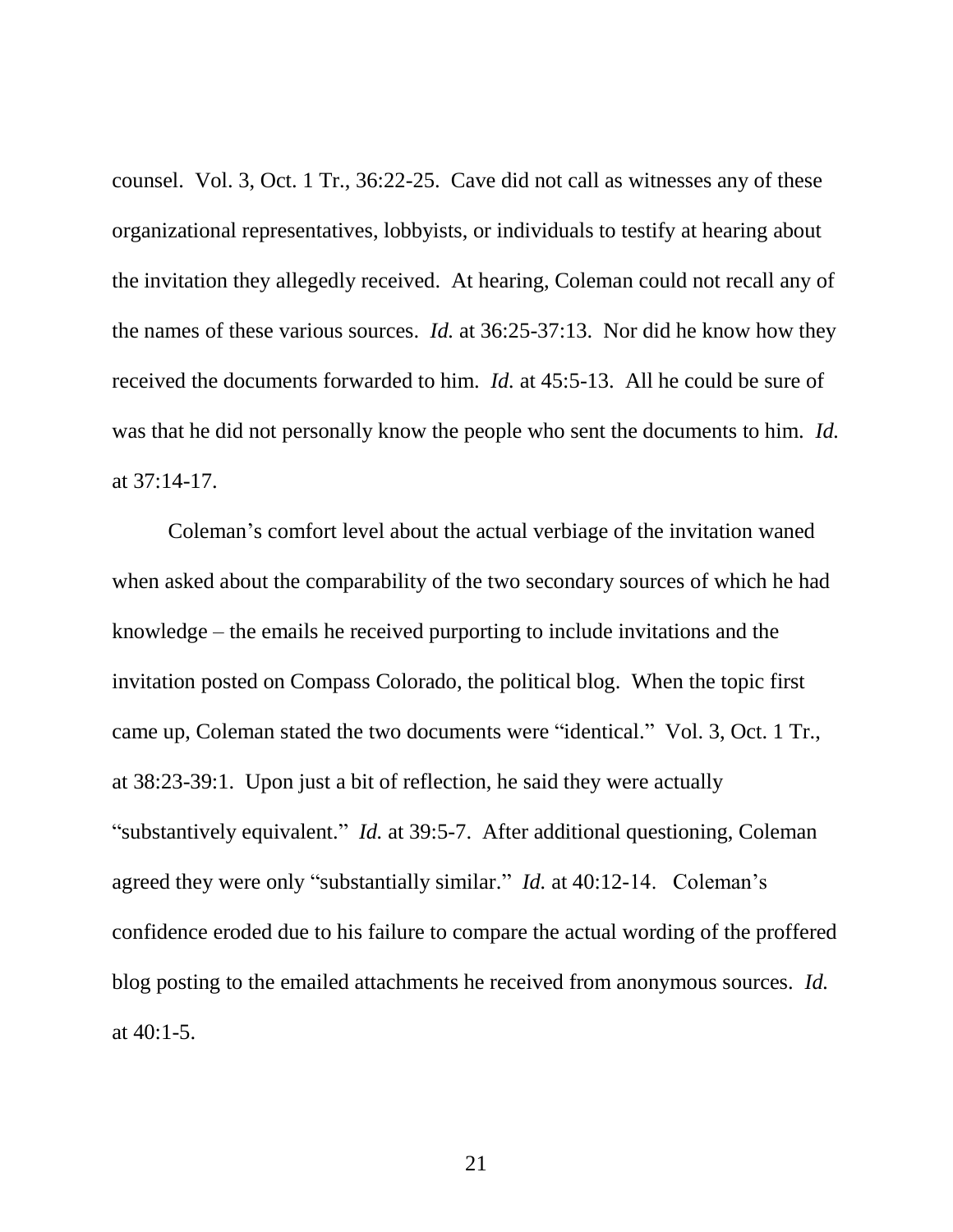counsel. Vol. 3, Oct. 1 Tr., 36:22-25. Cave did not call as witnesses any of these organizational representatives, lobbyists, or individuals to testify at hearing about the invitation they allegedly received. At hearing, Coleman could not recall any of the names of these various sources. *Id.* at 36:25-37:13. Nor did he know how they received the documents forwarded to him. *Id.* at 45:5-13. All he could be sure of was that he did not personally know the people who sent the documents to him. *Id.* at 37:14-17.

Coleman's comfort level about the actual verbiage of the invitation waned when asked about the comparability of the two secondary sources of which he had knowledge – the emails he received purporting to include invitations and the invitation posted on Compass Colorado, the political blog. When the topic first came up, Coleman stated the two documents were "identical." Vol. 3, Oct. 1 Tr., at 38:23-39:1. Upon just a bit of reflection, he said they were actually "substantively equivalent." *Id.* at 39:5-7. After additional questioning, Coleman agreed they were only "substantially similar." *Id.* at 40:12-14. Coleman's confidence eroded due to his failure to compare the actual wording of the proffered blog posting to the emailed attachments he received from anonymous sources. *Id.* at 40:1-5.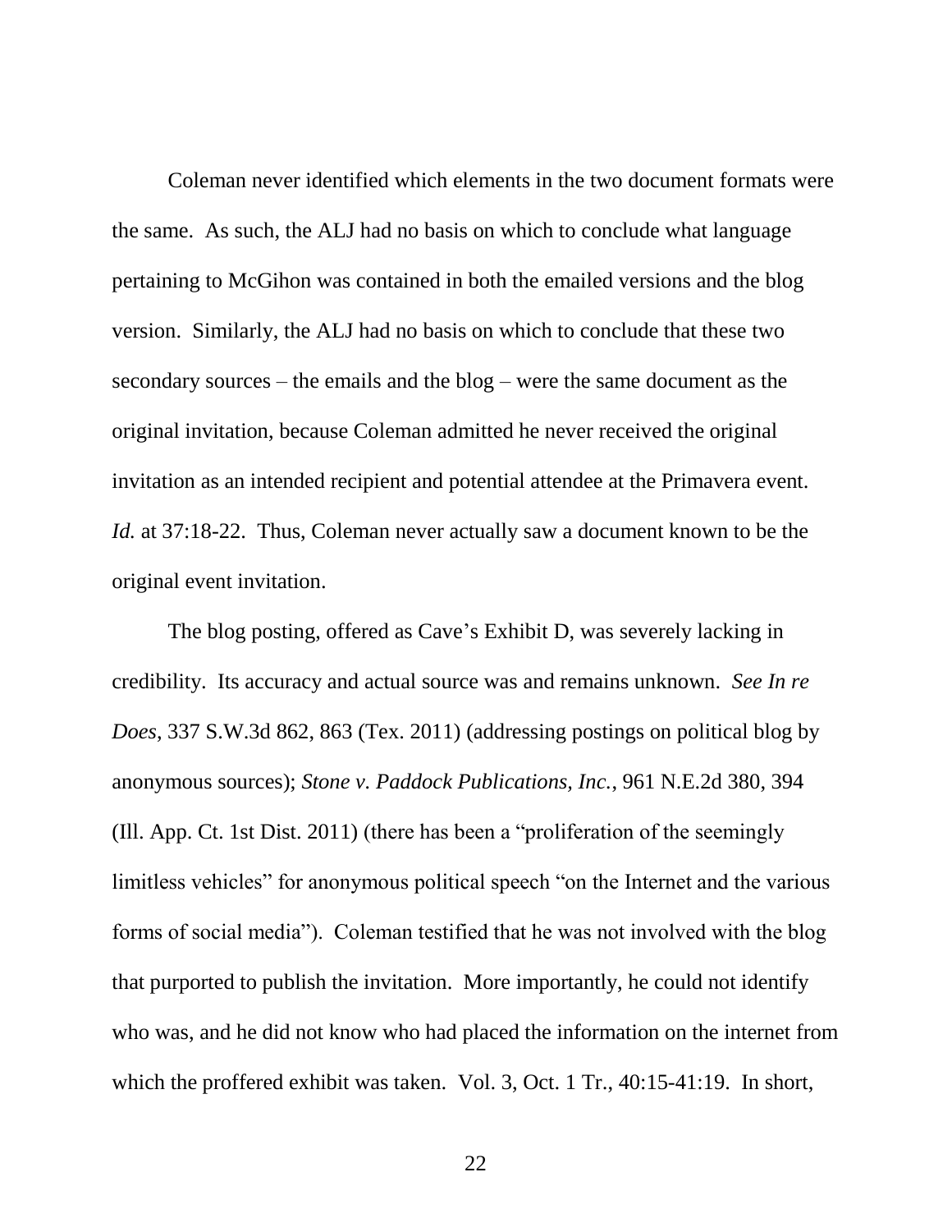Coleman never identified which elements in the two document formats were the same. As such, the ALJ had no basis on which to conclude what language pertaining to McGihon was contained in both the emailed versions and the blog version. Similarly, the ALJ had no basis on which to conclude that these two secondary sources – the emails and the blog – were the same document as the original invitation, because Coleman admitted he never received the original invitation as an intended recipient and potential attendee at the Primavera event. *Id.* at 37:18-22. Thus, Coleman never actually saw a document known to be the original event invitation.

The blog posting, offered as Cave's Exhibit D, was severely lacking in credibility. Its accuracy and actual source was and remains unknown. *See In re Does*, 337 S.W.3d 862, 863 (Tex. 2011) (addressing postings on political blog by anonymous sources); *Stone v. Paddock Publications, Inc.*, 961 N.E.2d 380, 394 (Ill. App. Ct. 1st Dist. 2011) (there has been a "proliferation of the seemingly limitless vehicles" for anonymous political speech "on the Internet and the various forms of social media"). Coleman testified that he was not involved with the blog that purported to publish the invitation. More importantly, he could not identify who was, and he did not know who had placed the information on the internet from which the proffered exhibit was taken. Vol. 3, Oct. 1 Tr., 40:15-41:19. In short,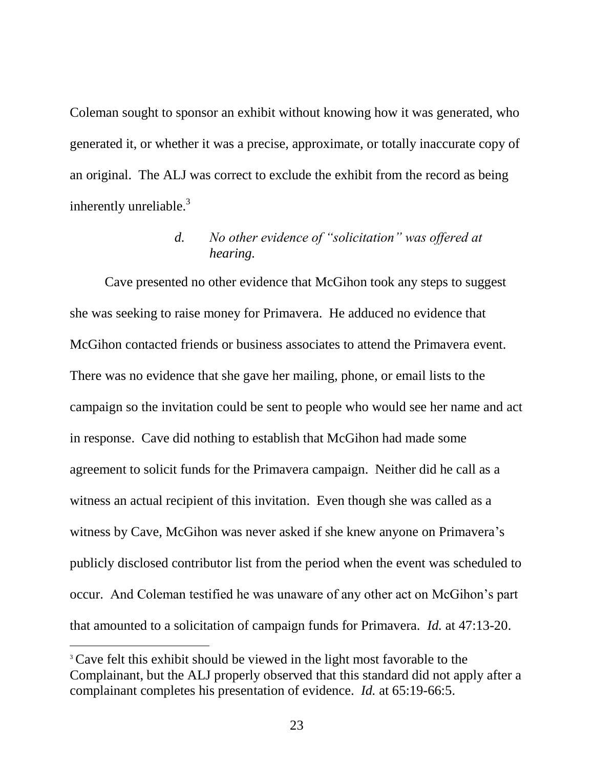Coleman sought to sponsor an exhibit without knowing how it was generated, who generated it, or whether it was a precise, approximate, or totally inaccurate copy of an original. The ALJ was correct to exclude the exhibit from the record as being inherently unreliable.[3]

*d. No other evidence of "solicitation" was offered at hearing.*

Cave presented no other evidence that McGihon took any steps to suggest she was seeking to raise money for Primavera. He adduced no evidence that McGihon contacted friends or business associates to attend the Primavera event. There was no evidence that she gave her mailing, phone, or email lists to the campaign so the invitation could be sent to people who would see her name and act in response. Cave did nothing to establish that McGihon had made some agreement to solicit funds for the Primavera campaign. Neither did he call as a witness an actual recipient of this invitation. Even though she was called as a witness by Cave, McGihon was never asked if she knew anyone on Primavera's publicly disclosed contributor list from the period when the event was scheduled to occur. And Coleman testified he was unaware of any other act on McGihon's part that amounted to a solicitation of campaign funds for Primavera. *Id.* at 47:13-20.

[3] Cave felt this exhibit should be viewed in the light most favorable to the Complainant, but the ALJ properly observed that this standard did not apply after a complainant completes his presentation of evidence. *Id.* at 65:19-66:5.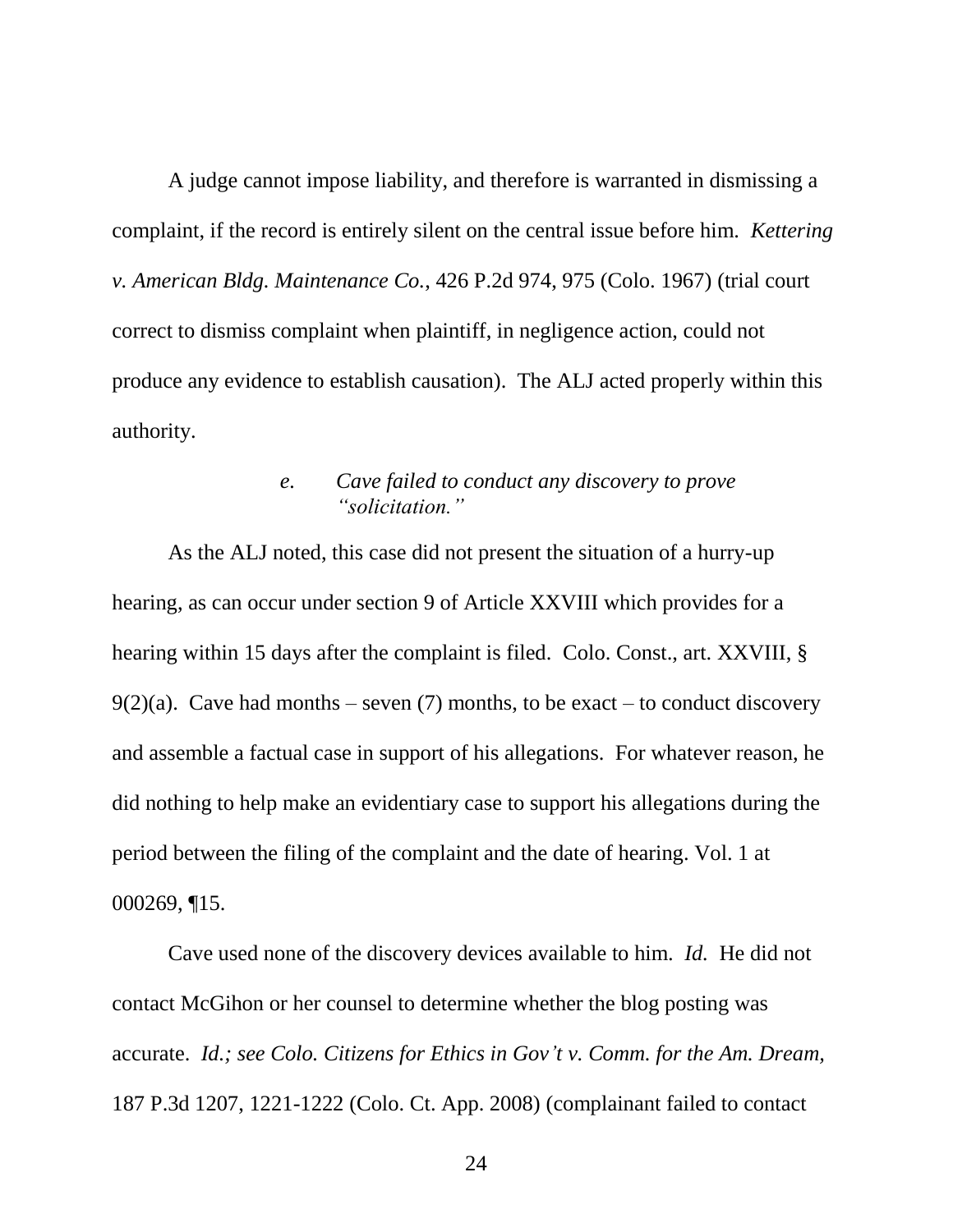A judge cannot impose liability, and therefore is warranted in dismissing a complaint, if the record is entirely silent on the central issue before him. *Kettering v. American Bldg. Maintenance Co.*, 426 P.2d 974, 975 (Colo. 1967) (trial court correct to dismiss complaint when plaintiff, in negligence action, could not produce any evidence to establish causation). The ALJ acted properly within this authority.

#### *e. Cave failed to conduct any discovery to prove "solicitation."*

As the ALJ noted, this case did not present the situation of a hurry-up hearing, as can occur under section 9 of Article XXVIII which provides for a hearing within 15 days after the complaint is filed. Colo. Const., art. XXVIII, § 9(2)(a). Cave had months – seven (7) months, to be exact – to conduct discovery and assemble a factual case in support of his allegations. For whatever reason, he did nothing to help make an evidentiary case to support his allegations during the period between the filing of the complaint and the date of hearing. Vol. 1 at 000269, ¶15.

Cave used none of the discovery devices available to him. *Id.* He did not contact McGihon or her counsel to determine whether the blog posting was accurate. *Id.; see Colo. Citizens for Ethics in Gov't v. Comm. for the Am. Dream,* 187 P.3d 1207, 1221-1222 (Colo. Ct. App. 2008) (complainant failed to contact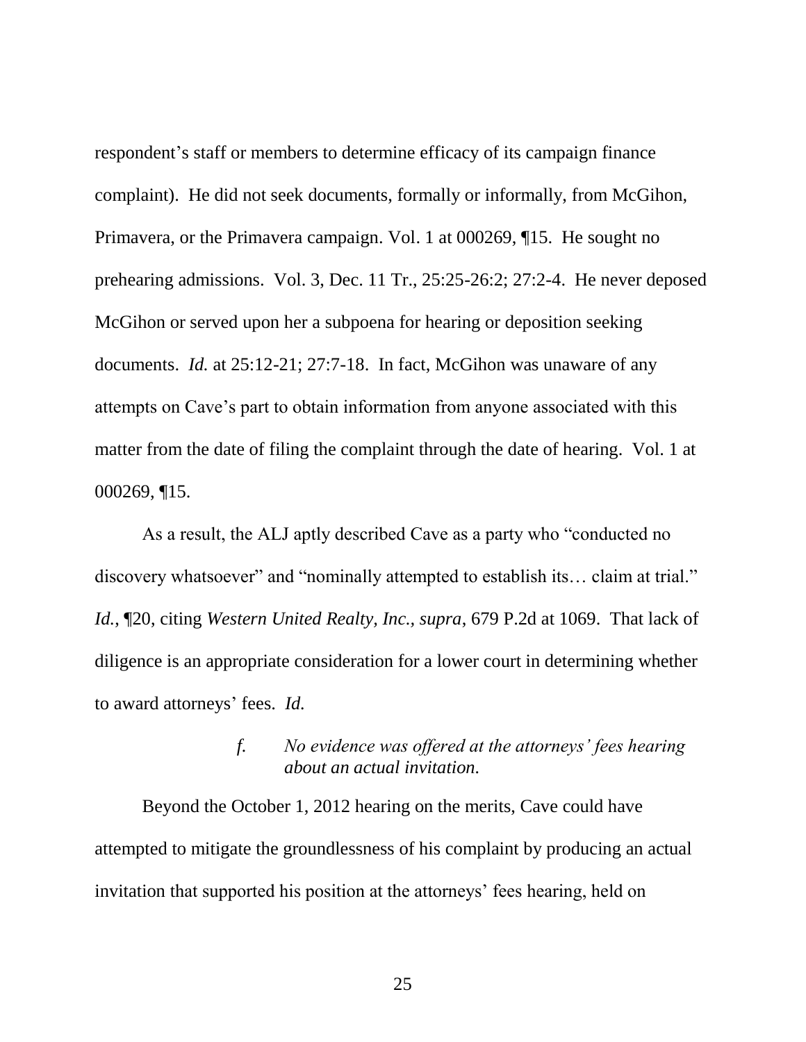respondent's staff or members to determine efficacy of its campaign finance complaint). He did not seek documents, formally or informally, from McGihon, Primavera, or the Primavera campaign. Vol. 1 at 000269, ¶15. He sought no prehearing admissions. Vol. 3, Dec. 11 Tr., 25:25-26:2; 27:2-4. He never deposed McGihon or served upon her a subpoena for hearing or deposition seeking documents. *Id.* at 25:12-21; 27:7-18. In fact, McGihon was unaware of any attempts on Cave's part to obtain information from anyone associated with this matter from the date of filing the complaint through the date of hearing. Vol. 1 at 000269, ¶15.

As a result, the ALJ aptly described Cave as a party who "conducted no discovery whatsoever" and "nominally attempted to establish its… claim at trial." *Id.*, ¶20, citing *Western United Realty, Inc., supra*, 679 P.2d at 1069. That lack of diligence is an appropriate consideration for a lower court in determining whether to award attorneys' fees. *Id.*

*f. No evidence was offered at the attorneys' fees hearing about an actual invitation.*

Beyond the October 1, 2012 hearing on the merits, Cave could have attempted to mitigate the groundlessness of his complaint by producing an actual invitation that supported his position at the attorneys' fees hearing, held on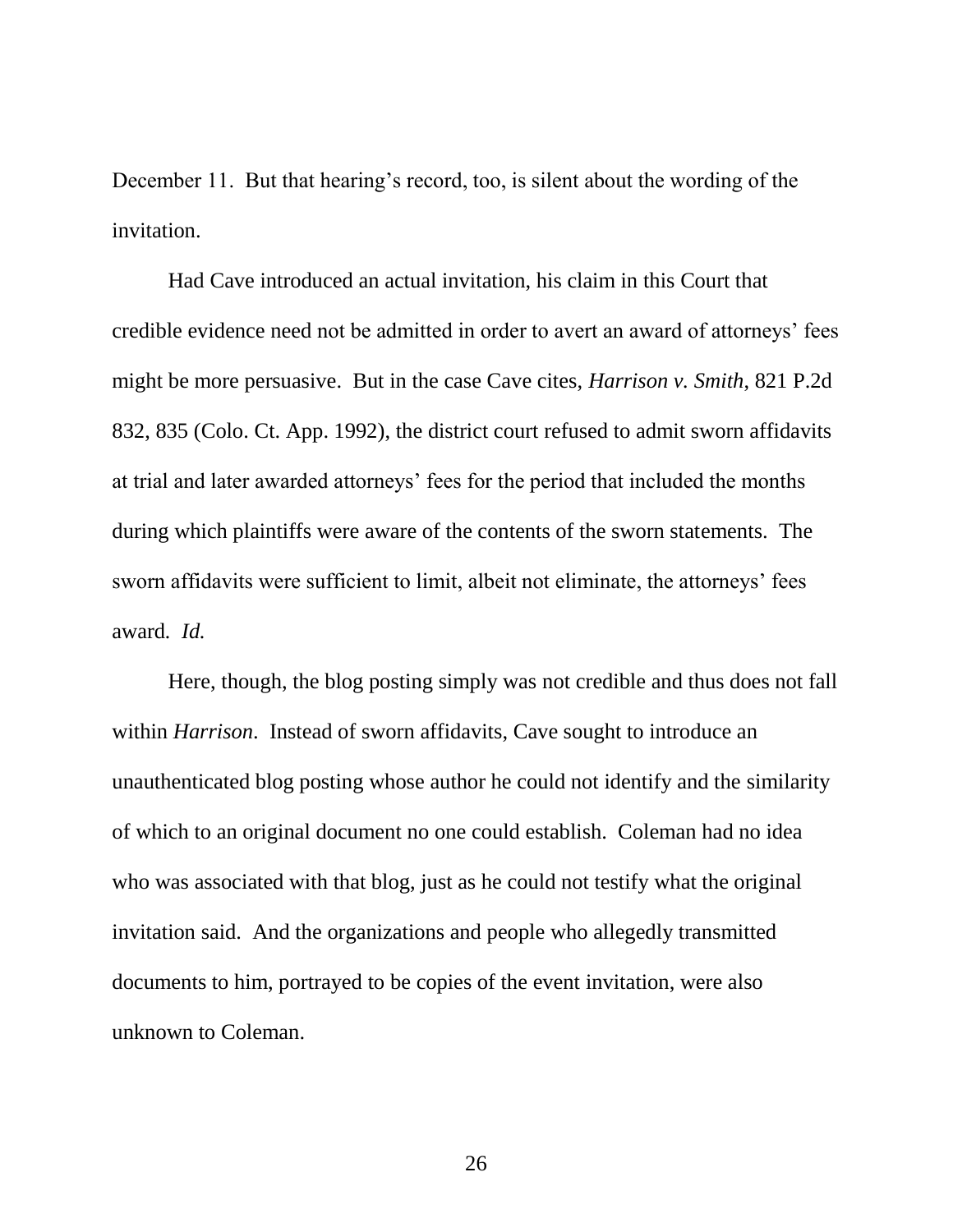December 11. But that hearing's record, too, is silent about the wording of the invitation.

Had Cave introduced an actual invitation, his claim in this Court that credible evidence need not be admitted in order to avert an award of attorneys' fees might be more persuasive. But in the case Cave cites, *Harrison v. Smith*, 821 P.2d 832, 835 (Colo. Ct. App. 1992), the district court refused to admit sworn affidavits at trial and later awarded attorneys' fees for the period that included the months during which plaintiffs were aware of the contents of the sworn statements. The sworn affidavits were sufficient to limit, albeit not eliminate, the attorneys' fees award. *Id.*

Here, though, the blog posting simply was not credible and thus does not fall within *Harrison*. Instead of sworn affidavits, Cave sought to introduce an unauthenticated blog posting whose author he could not identify and the similarity of which to an original document no one could establish. Coleman had no idea who was associated with that blog, just as he could not testify what the original invitation said. And the organizations and people who allegedly transmitted documents to him, portrayed to be copies of the event invitation, were also unknown to Coleman.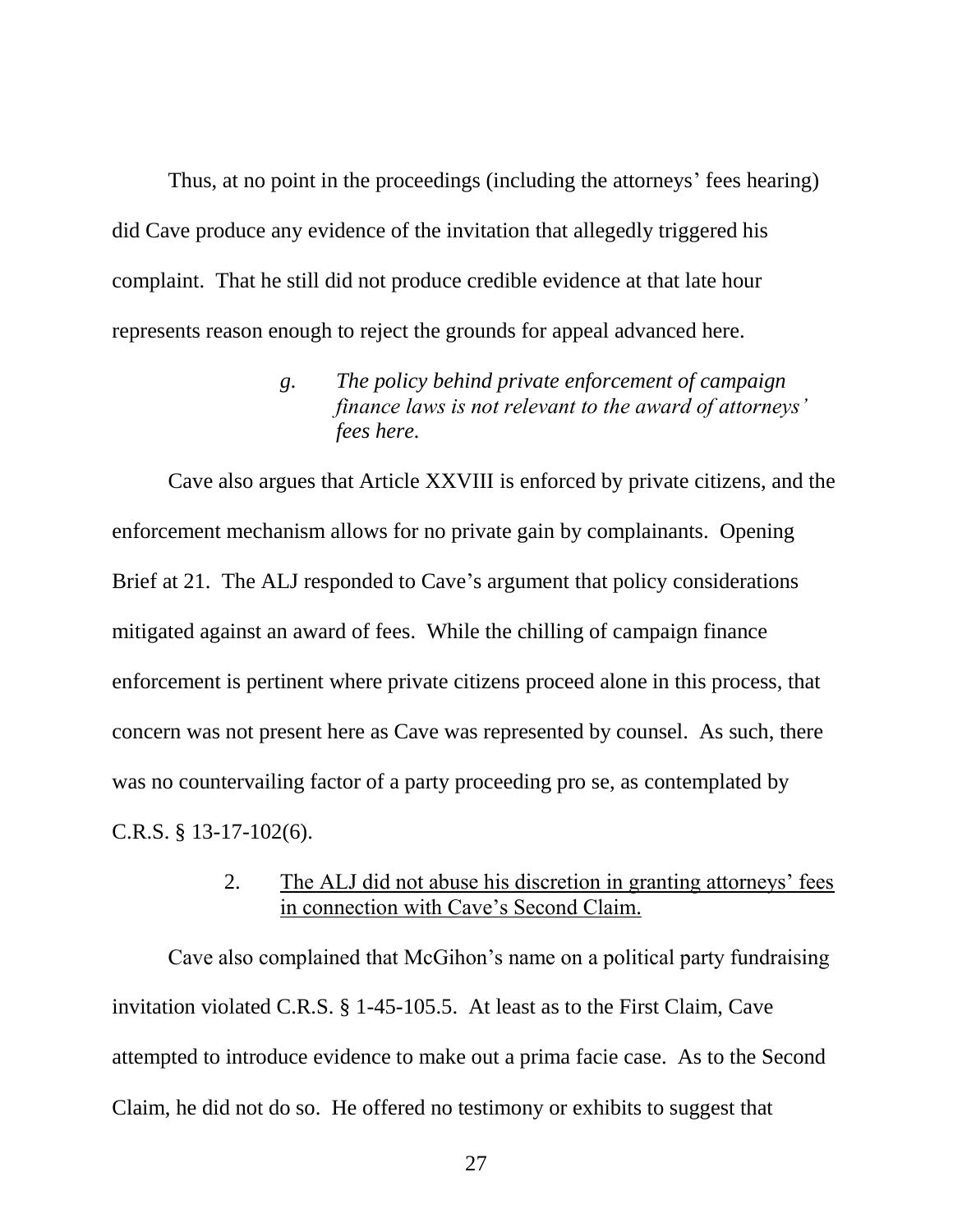Thus, at no point in the proceedings (including the attorneys' fees hearing) did Cave produce any evidence of the invitation that allegedly triggered his complaint. That he still did not produce credible evidence at that late hour represents reason enough to reject the grounds for appeal advanced here.

*g. The policy behind private enforcement of campaign finance laws is not relevant to the award of attorneys' fees here.*

Cave also argues that Article XXVIII is enforced by private citizens, and the enforcement mechanism allows for no private gain by complainants. Opening Brief at 21. The ALJ responded to Cave's argument that policy considerations mitigated against an award of fees. While the chilling of campaign finance enforcement is pertinent where private citizens proceed alone in this process, that concern was not present here as Cave was represented by counsel. As such, there was no countervailing factor of a party proceeding pro se, as contemplated by C.R.S. § 13-17-102(6).

2. <u>The ALJ did not abuse his discretion in granting attorneys' fees in connection with Cave's Second Claim.</u>

Cave also complained that McGihon's name on a political party fundraising invitation violated C.R.S. § 1-45-105.5. At least as to the First Claim, Cave attempted to introduce evidence to make out a prima facie case. As to the Second Claim, he did not do so. He offered no testimony or exhibits to suggest that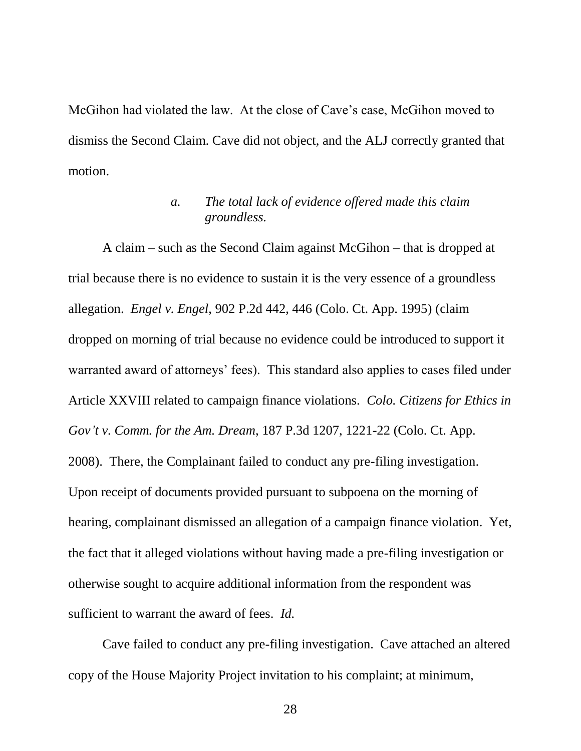McGihon had violated the law. At the close of Cave's case, McGihon moved to dismiss the Second Claim. Cave did not object, and the ALJ correctly granted that motion.

*a. The total lack of evidence offered made this claim groundless.*

A claim – such as the Second Claim against McGihon – that is dropped at trial because there is no evidence to sustain it is the very essence of a groundless allegation. *Engel v. Engel,* 902 P.2d 442, 446 (Colo. Ct. App. 1995) (claim dropped on morning of trial because no evidence could be introduced to support it warranted award of attorneys' fees). This standard also applies to cases filed under Article XXVIII related to campaign finance violations. *Colo. Citizens for Ethics in Gov't v. Comm. for the Am. Dream,* 187 P.3d 1207, 1221-22 (Colo. Ct. App. 2008). There, the Complainant failed to conduct any pre-filing investigation. Upon receipt of documents provided pursuant to subpoena on the morning of hearing, complainant dismissed an allegation of a campaign finance violation. Yet, the fact that it alleged violations without having made a pre-filing investigation or otherwise sought to acquire additional information from the respondent was sufficient to warrant the award of fees. *Id.*

Cave failed to conduct any pre-filing investigation. Cave attached an altered copy of the House Majority Project invitation to his complaint; at minimum,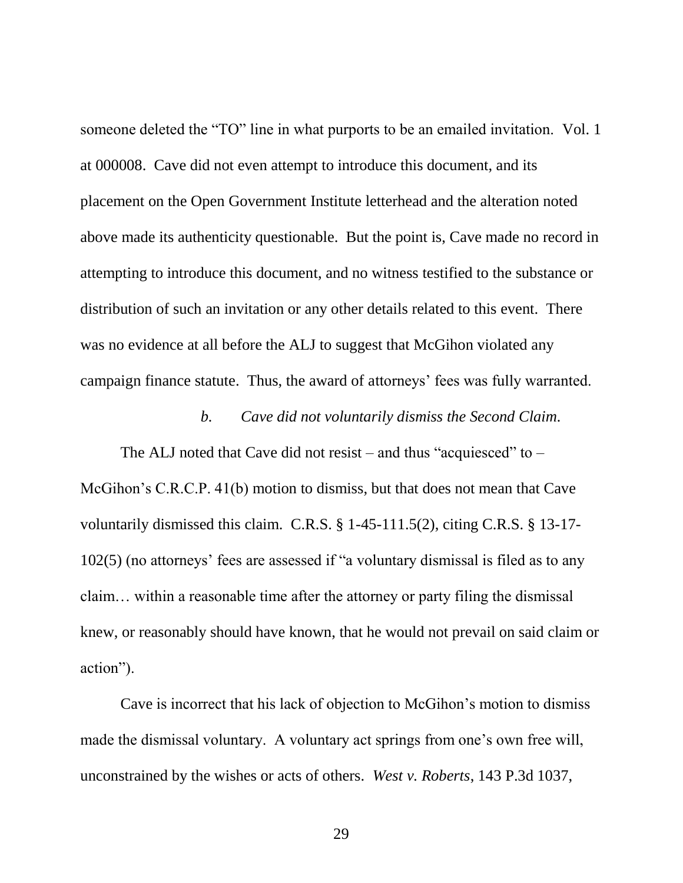someone deleted the "TO" line in what purports to be an emailed invitation. Vol. 1 at 000008. Cave did not even attempt to introduce this document, and its placement on the Open Government Institute letterhead and the alteration noted above made its authenticity questionable. But the point is, Cave made no record in attempting to introduce this document, and no witness testified to the substance or distribution of such an invitation or any other details related to this event. There was no evidence at all before the ALJ to suggest that McGihon violated any campaign finance statute. Thus, the award of attorneys' fees was fully warranted.

*b. Cave did not voluntarily dismiss the Second Claim.*

The ALJ noted that Cave did not resist – and thus "acquiesced" to – McGihon's C.R.C.P. 41(b) motion to dismiss, but that does not mean that Cave voluntarily dismissed this claim. C.R.S. § 1-45-111.5(2), citing C.R.S. § 13-17-102(5) (no attorneys' fees are assessed if "a voluntary dismissal is filed as to any claim… within a reasonable time after the attorney or party filing the dismissal knew, or reasonably should have known, that he would not prevail on said claim or action").

Cave is incorrect that his lack of objection to McGihon's motion to dismiss made the dismissal voluntary. A voluntary act springs from one's own free will, unconstrained by the wishes or acts of others. *West v. Roberts*, 143 P.3d 1037,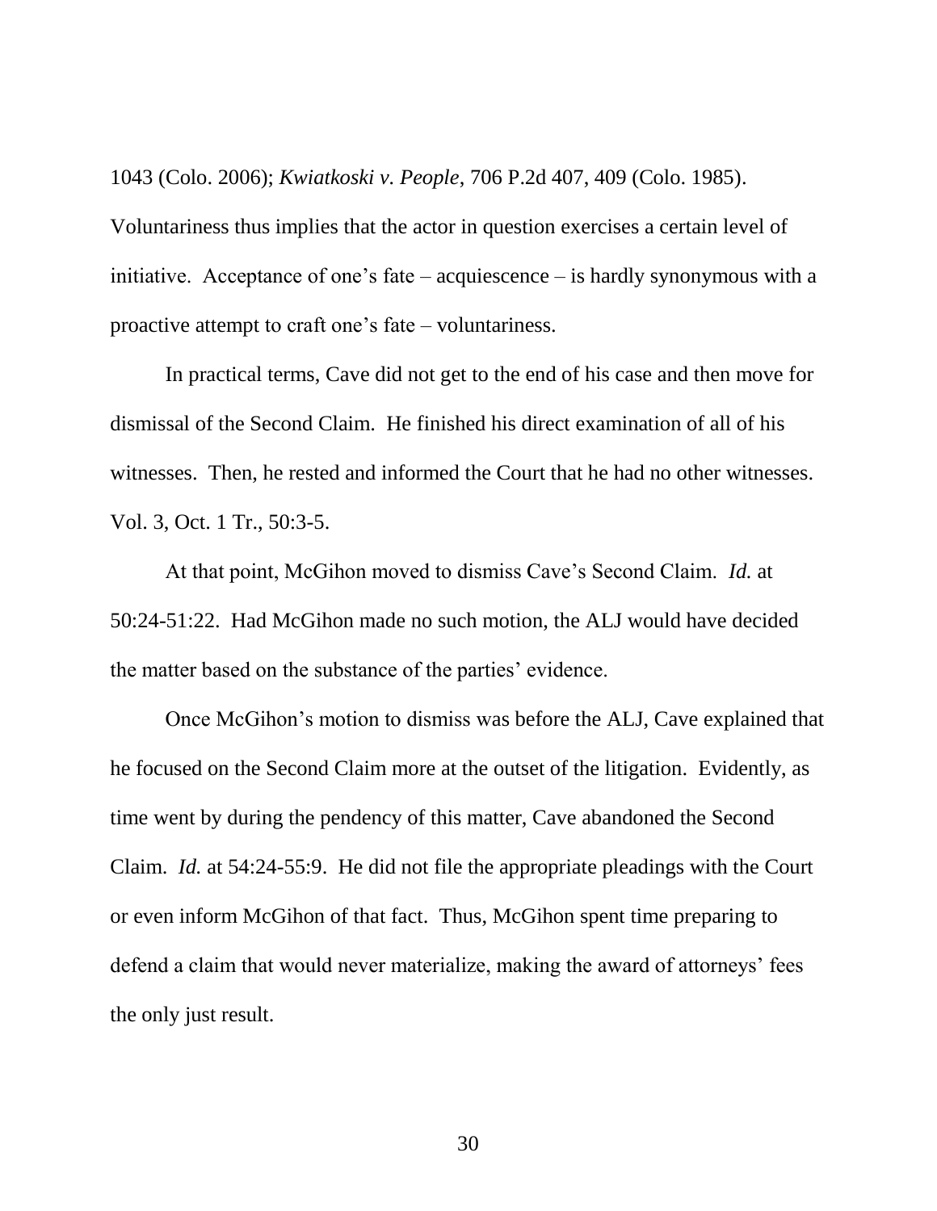1043 (Colo. 2006); *Kwiatkoski v. People*, 706 P.2d 407, 409 (Colo. 1985). Voluntariness thus implies that the actor in question exercises a certain level of initiative. Acceptance of one's fate – acquiescence – is hardly synonymous with a proactive attempt to craft one's fate – voluntariness.

In practical terms, Cave did not get to the end of his case and then move for dismissal of the Second Claim. He finished his direct examination of all of his witnesses. Then, he rested and informed the Court that he had no other witnesses. Vol. 3, Oct. 1 Tr., 50:3-5.

At that point, McGihon moved to dismiss Cave's Second Claim. *Id.* at 50:24-51:22. Had McGihon made no such motion, the ALJ would have decided the matter based on the substance of the parties' evidence.

Once McGihon's motion to dismiss was before the ALJ, Cave explained that he focused on the Second Claim more at the outset of the litigation. Evidently, as time went by during the pendency of this matter, Cave abandoned the Second Claim. *Id.* at 54:24-55:9. He did not file the appropriate pleadings with the Court or even inform McGihon of that fact. Thus, McGihon spent time preparing to defend a claim that would never materialize, making the award of attorneys' fees the only just result.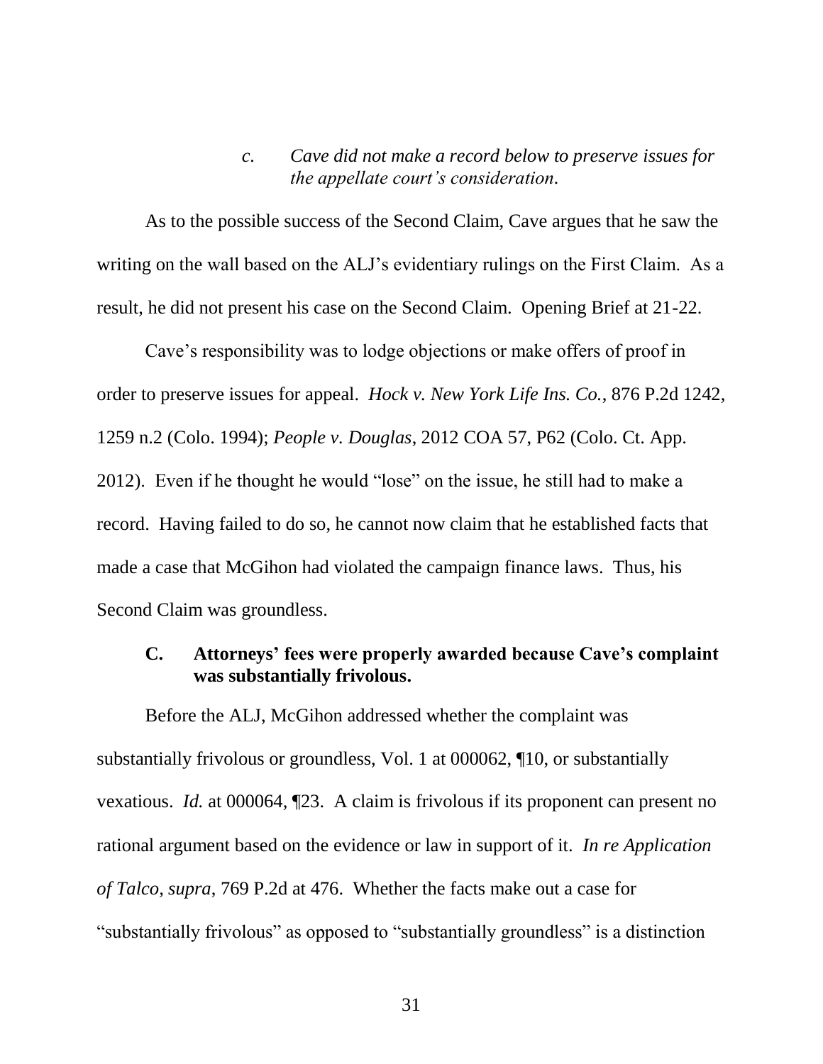#### *c. Cave did not make a record below to preserve issues for the appellate court's consideration.*

As to the possible success of the Second Claim, Cave argues that he saw the writing on the wall based on the ALJ's evidentiary rulings on the First Claim. As a result, he did not present his case on the Second Claim. Opening Brief at 21-22.

Cave's responsibility was to lodge objections or make offers of proof in order to preserve issues for appeal. *Hock v. New York Life Ins. Co.*, 876 P.2d 1242, 1259 n.2 (Colo. 1994); *People v. Douglas*, 2012 COA 57, P62 (Colo. Ct. App. 2012). Even if he thought he would "lose" on the issue, he still had to make a record. Having failed to do so, he cannot now claim that he established facts that made a case that McGihon had violated the campaign finance laws. Thus, his Second Claim was groundless.

### C. Attorneys' fees were properly awarded because Cave's complaint was substantially frivolous.

Before the ALJ, McGihon addressed whether the complaint was substantially frivolous or groundless, Vol. 1 at 000062, ¶10, or substantially vexatious. *Id.* at 000064, ¶23. A claim is frivolous if its proponent can present no rational argument based on the evidence or law in support of it. *In re Application of Talco, supra*, 769 P.2d at 476. Whether the facts make out a case for "substantially frivolous" as opposed to "substantially groundless" is a distinction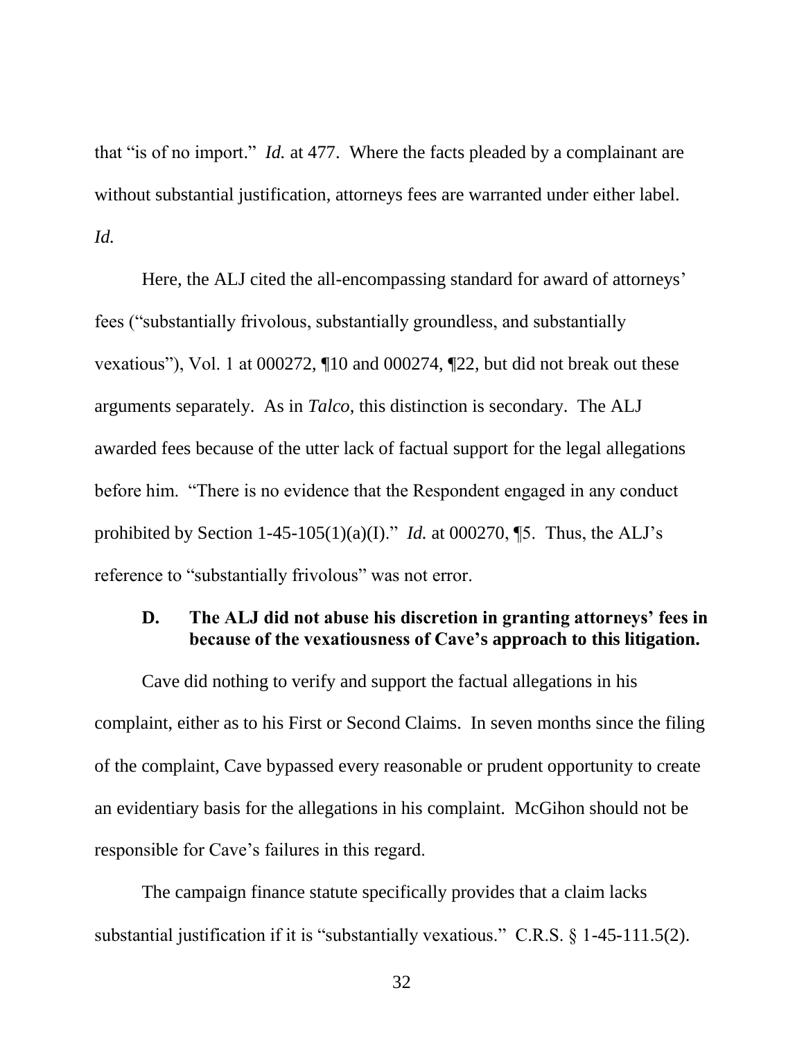that "is of no import." *Id.* at 477. Where the facts pleaded by a complainant are without substantial justification, attorneys fees are warranted under either label. *Id.*

Here, the ALJ cited the all-encompassing standard for award of attorneys' fees ("substantially frivolous, substantially groundless, and substantially vexatious"), Vol. 1 at 000272, ¶10 and 000274, ¶22, but did not break out these arguments separately. As in *Talco*, this distinction is secondary. The ALJ awarded fees because of the utter lack of factual support for the legal allegations before him. "There is no evidence that the Respondent engaged in any conduct prohibited by Section 1-45-105(1)(a)(I)." *Id.* at 000270, ¶5. Thus, the ALJ's reference to "substantially frivolous" was not error.

### D. The ALJ did not abuse his discretion in granting attorneys' fees in because of the vexatiousness of Cave's approach to this litigation.

Cave did nothing to verify and support the factual allegations in his complaint, either as to his First or Second Claims. In seven months since the filing of the complaint, Cave bypassed every reasonable or prudent opportunity to create an evidentiary basis for the allegations in his complaint. McGihon should not be responsible for Cave's failures in this regard.

The campaign finance statute specifically provides that a claim lacks substantial justification if it is "substantially vexatious." C.R.S. § 1-45-111.5(2).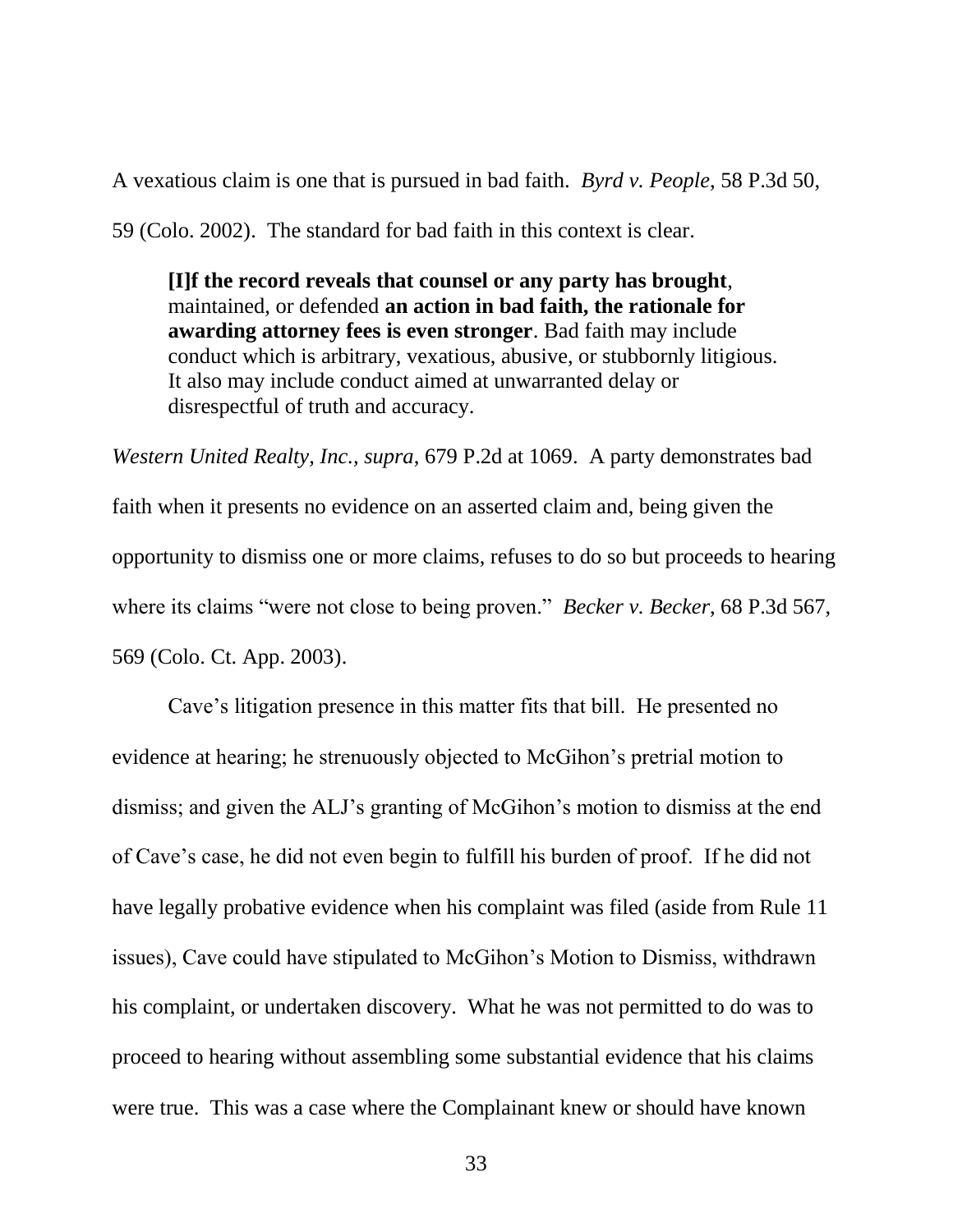A vexatious claim is one that is pursued in bad faith. *Byrd v. People*, 58 P.3d 50, 59 (Colo. 2002). The standard for bad faith in this context is clear.

> **[I]f the record reveals that counsel or any party has brought**, maintained, or defended **an action in bad faith, the rationale for awarding attorney fees is even stronger**. Bad faith may include conduct which is arbitrary, vexatious, abusive, or stubbornly litigious. It also may include conduct aimed at unwarranted delay or disrespectful of truth and accuracy.

*Western United Realty, Inc., supra*, 679 P.2d at 1069. A party demonstrates bad faith when it presents no evidence on an asserted claim and, being given the opportunity to dismiss one or more claims, refuses to do so but proceeds to hearing where its claims "were not close to being proven." *Becker v. Becker*, 68 P.3d 567, 569 (Colo. Ct. App. 2003).

Cave's litigation presence in this matter fits that bill. He presented no evidence at hearing; he strenuously objected to McGihon's pretrial motion to dismiss; and given the ALJ's granting of McGihon's motion to dismiss at the end of Cave's case, he did not even begin to fulfill his burden of proof. If he did not have legally probative evidence when his complaint was filed (aside from Rule 11 issues), Cave could have stipulated to McGihon's Motion to Dismiss, withdrawn his complaint, or undertaken discovery. What he was not permitted to do was to proceed to hearing without assembling some substantial evidence that his claims were true. This was a case where the Complainant knew or should have known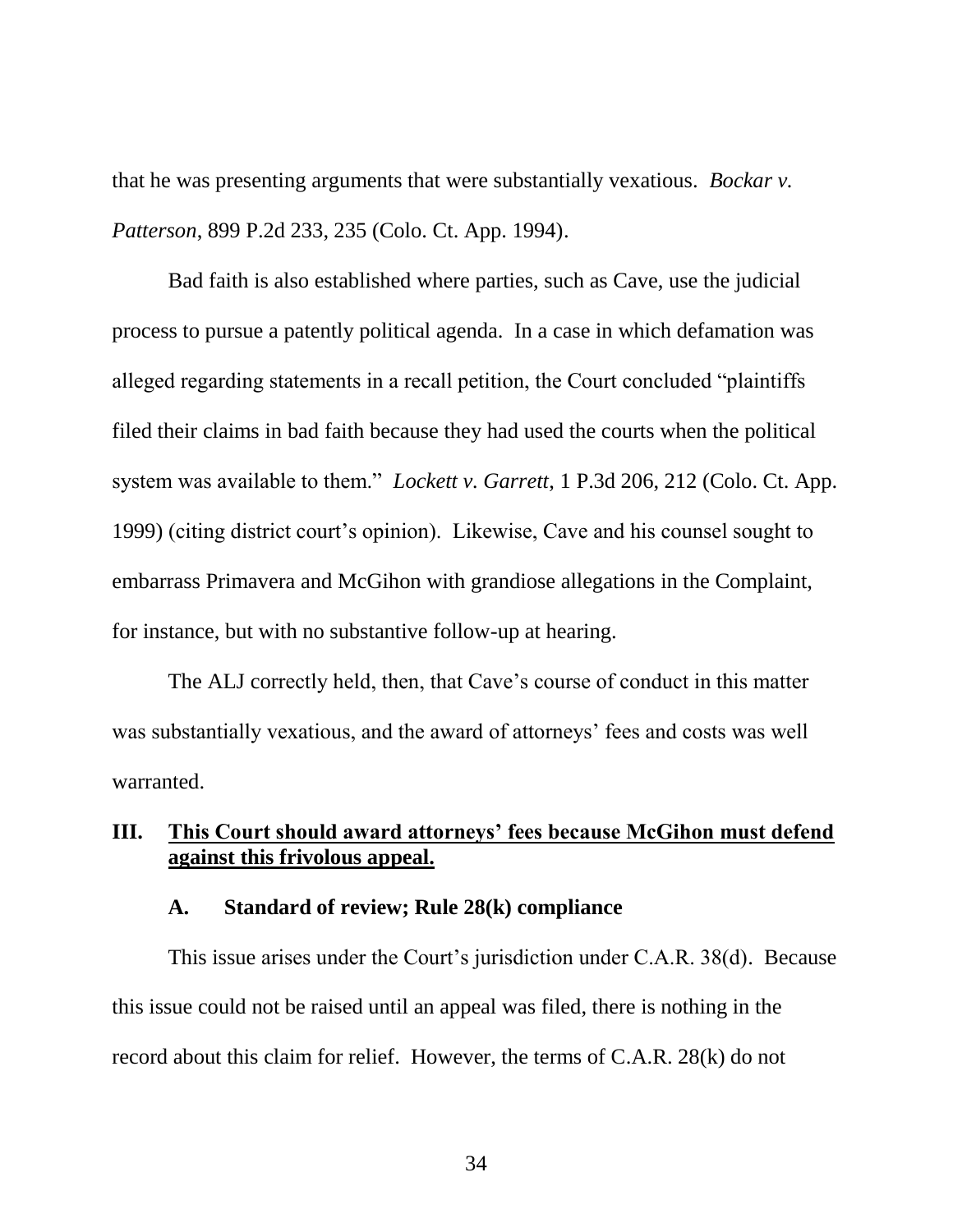that he was presenting arguments that were substantially vexatious. *Bockar v. Patterson*, 899 P.2d 233, 235 (Colo. Ct. App. 1994).

Bad faith is also established where parties, such as Cave, use the judicial process to pursue a patently political agenda. In a case in which defamation was alleged regarding statements in a recall petition, the Court concluded "plaintiffs filed their claims in bad faith because they had used the courts when the political system was available to them." *Lockett v. Garrett*, 1 P.3d 206, 212 (Colo. Ct. App. 1999) (citing district court's opinion). Likewise, Cave and his counsel sought to embarrass Primavera and McGihon with grandiose allegations in the Complaint, for instance, but with no substantive follow-up at hearing.

The ALJ correctly held, then, that Cave's course of conduct in this matter was substantially vexatious, and the award of attorneys' fees and costs was well warranted.

## III. <u>This Court should award attorneys' fees because McGihon must defend against this frivolous appeal.</u>

### A. Standard of review; Rule 28(k) compliance

This issue arises under the Court's jurisdiction under C.A.R. 38(d). Because this issue could not be raised until an appeal was filed, there is nothing in the record about this claim for relief. However, the terms of C.A.R. 28(k) do not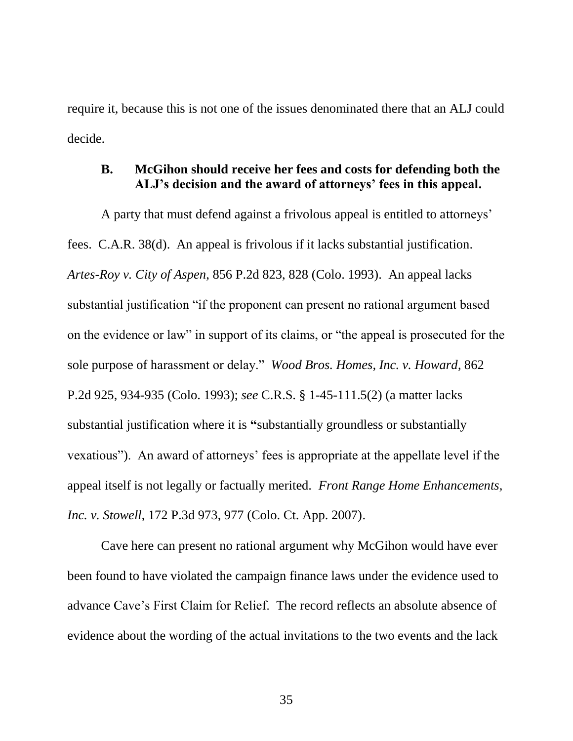require it, because this is not one of the issues denominated there that an ALJ could decide.

### B. McGihon should receive her fees and costs for defending both the ALJ's decision and the award of attorneys' fees in this appeal.

A party that must defend against a frivolous appeal is entitled to attorneys' fees. C.A.R. 38(d). An appeal is frivolous if it lacks substantial justification. *Artes-Roy v. City of Aspen*, 856 P.2d 823, 828 (Colo. 1993). An appeal lacks substantial justification "if the proponent can present no rational argument based on the evidence or law" in support of its claims, or "the appeal is prosecuted for the sole purpose of harassment or delay." *Wood Bros. Homes, Inc. v. Howard*, 862 P.2d 925, 934-935 (Colo. 1993); *see* C.R.S. § 1-45-111.5(2) (a matter lacks substantial justification where it is **"**substantially groundless or substantially vexatious"). An award of attorneys' fees is appropriate at the appellate level if the appeal itself is not legally or factually merited. *Front Range Home Enhancements, Inc. v. Stowell*, 172 P.3d 973, 977 (Colo. Ct. App. 2007).

Cave here can present no rational argument why McGihon would have ever been found to have violated the campaign finance laws under the evidence used to advance Cave's First Claim for Relief. The record reflects an absolute absence of evidence about the wording of the actual invitations to the two events and the lack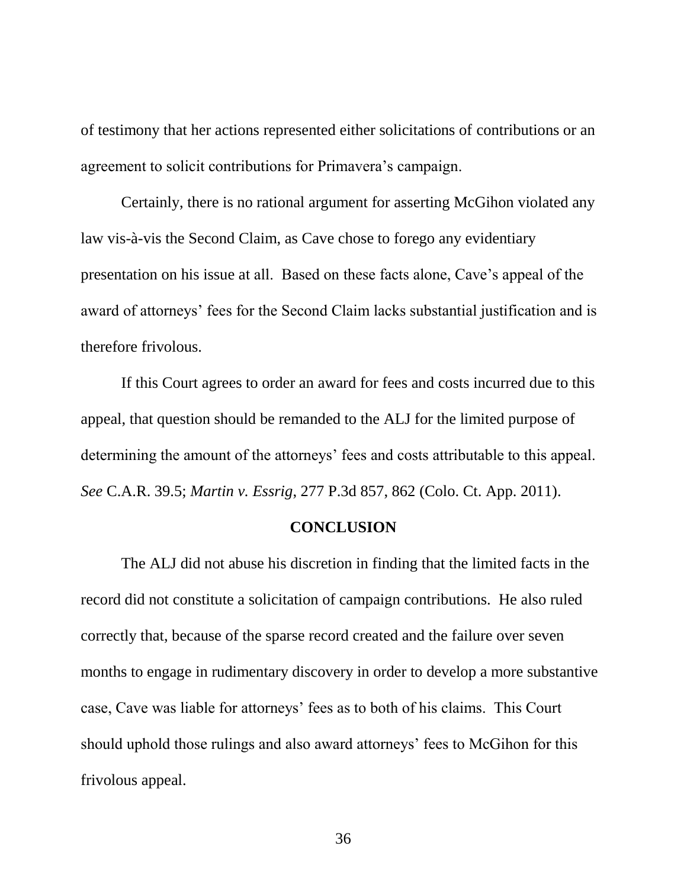of testimony that her actions represented either solicitations of contributions or an agreement to solicit contributions for Primavera's campaign.

Certainly, there is no rational argument for asserting McGihon violated any law vis-à-vis the Second Claim, as Cave chose to forego any evidentiary presentation on his issue at all. Based on these facts alone, Cave's appeal of the award of attorneys' fees for the Second Claim lacks substantial justification and is therefore frivolous.

If this Court agrees to order an award for fees and costs incurred due to this appeal, that question should be remanded to the ALJ for the limited purpose of determining the amount of the attorneys' fees and costs attributable to this appeal. *See* C.A.R. 39.5; *Martin v. Essrig*, 277 P.3d 857, 862 (Colo. Ct. App. 2011).

## CONCLUSION

The ALJ did not abuse his discretion in finding that the limited facts in the record did not constitute a solicitation of campaign contributions. He also ruled correctly that, because of the sparse record created and the failure over seven months to engage in rudimentary discovery in order to develop a more substantive case, Cave was liable for attorneys' fees as to both of his claims. This Court should uphold those rulings and also award attorneys' fees to McGihon for this frivolous appeal.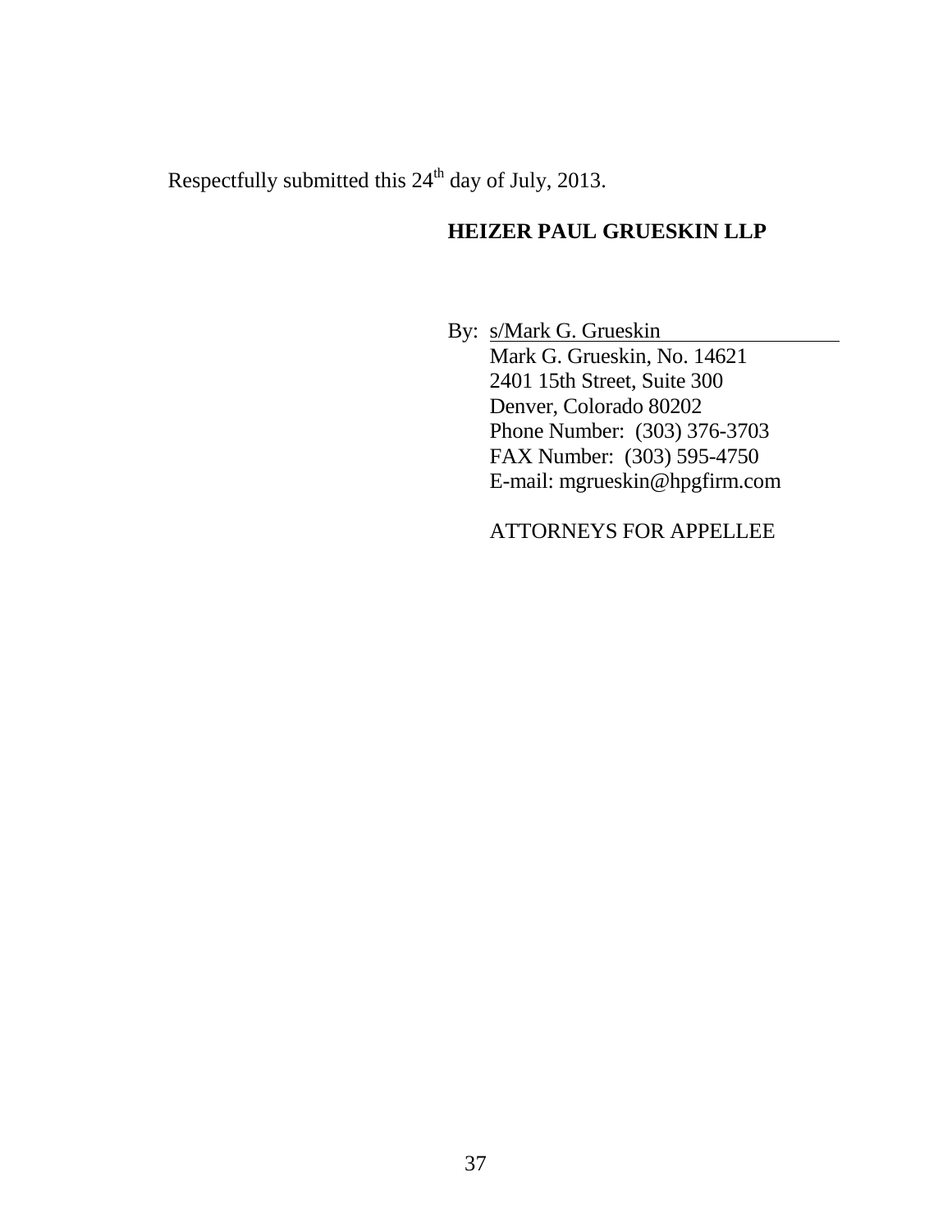Respectfully submitted this 24th day of July, 2013.

**HEIZER PAUL GRUESKIN LLP**

By: s/Mark G. Grueskin
Mark G. Grueskin, No. 14621
2401 15th Street, Suite 300
Denver, Colorado 80202
Phone Number: (303) 376-3703
FAX Number: (303) 595-4750
E-mail: mgrueskin@hpgfirm.com

ATTORNEYS FOR APPELLEE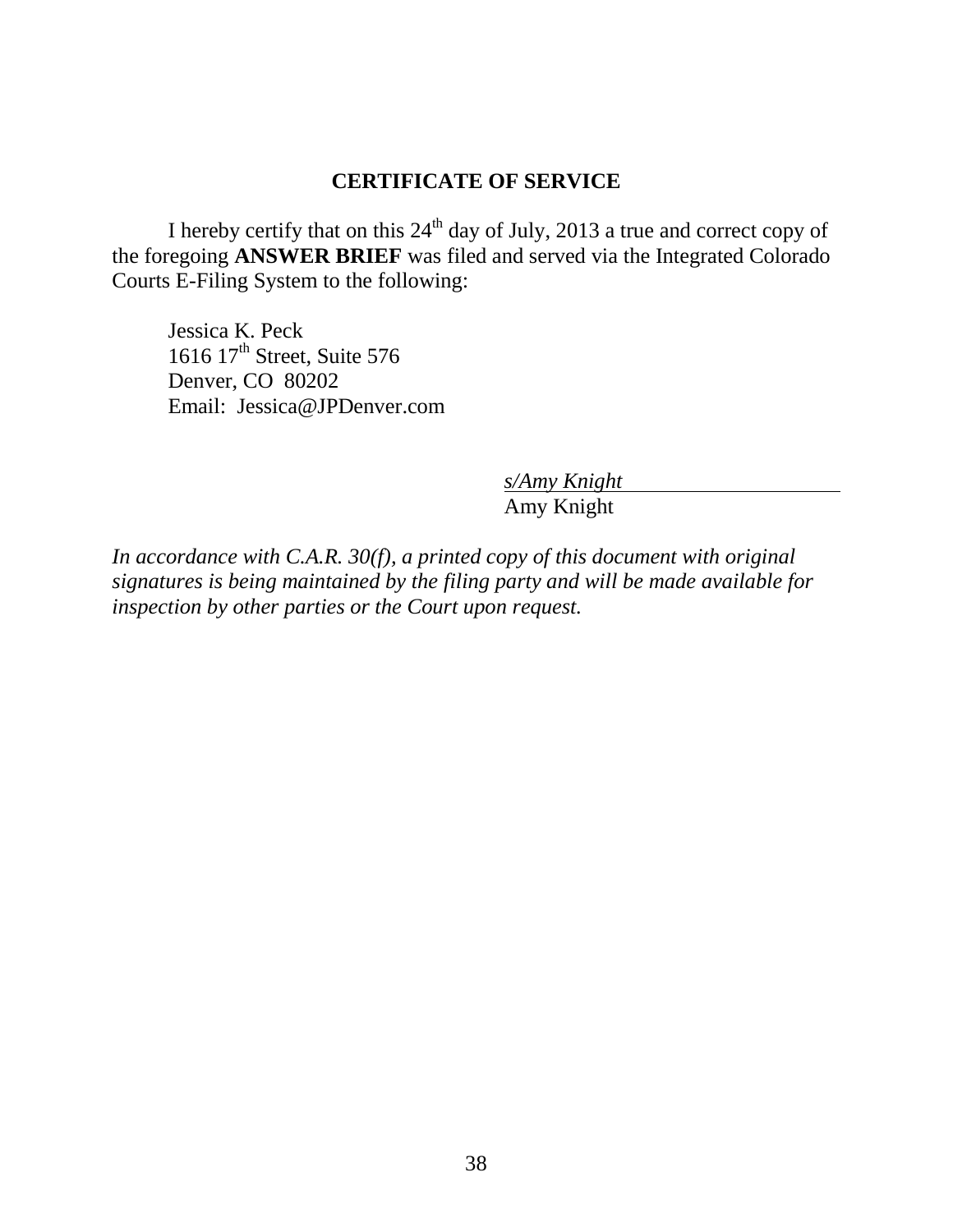## CERTIFICATE OF SERVICE

I hereby certify that on this 24th day of July, 2013 a true and correct copy of the foregoing **ANSWER BRIEF** was filed and served via the Integrated Colorado Courts E-Filing System to the following:

Jessica K. Peck
1616 17th Street, Suite 576
Denver, CO 80202
Email: Jessica@JPDenver.com

*s/Amy Knight*
Amy Knight

*In accordance with C.A.R. 30(f), a printed copy of this document with original signatures is being maintained by the filing party and will be made available for inspection by other parties or the Court upon request.*